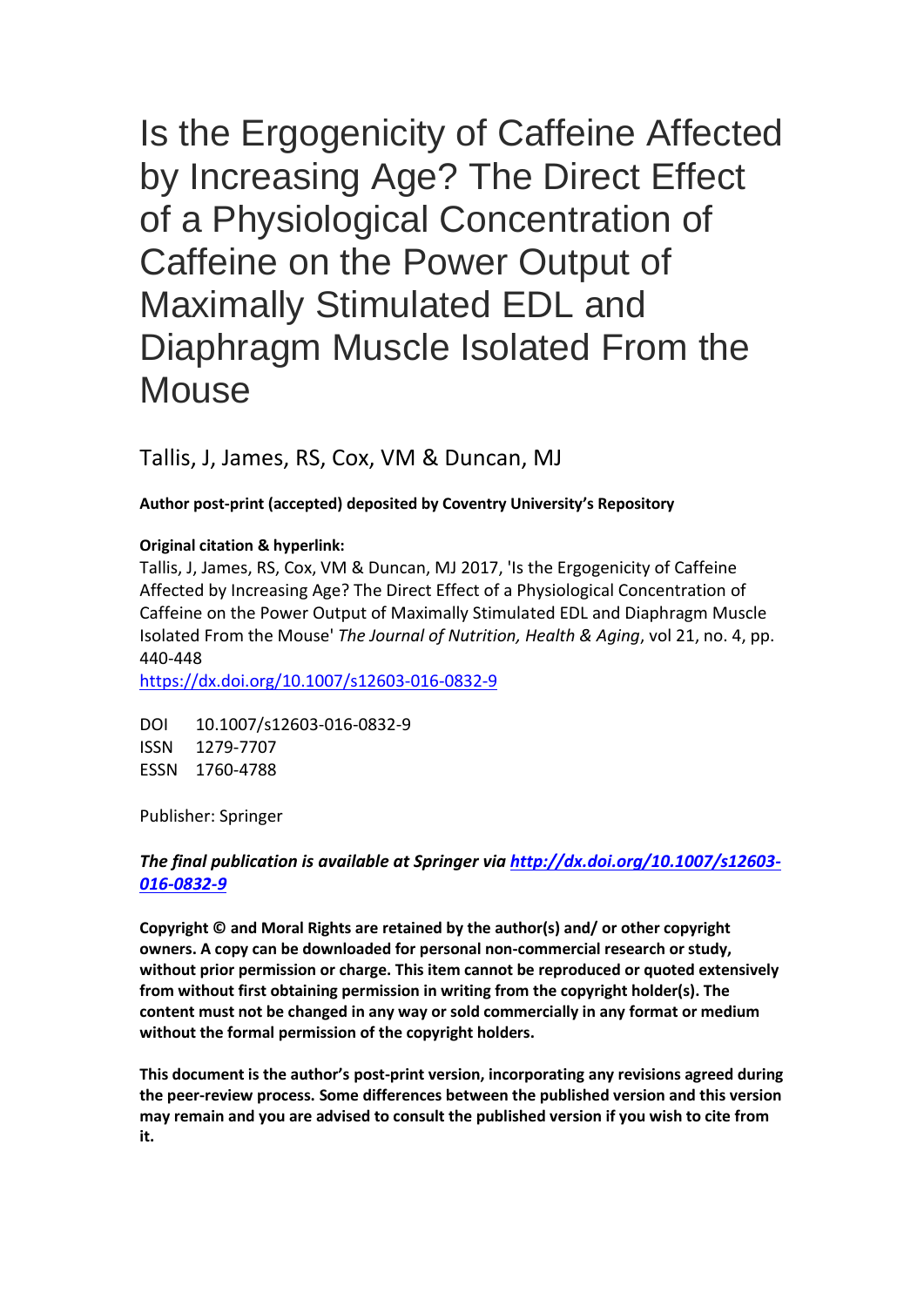# Is the Ergogenicity of Caffeine Affected by Increasing Age? The Direct Effect of a Physiological Concentration of Caffeine on the Power Output of Maximally Stimulated EDL and Diaphragm Muscle Isolated From the Mouse

Tallis, J, James, RS, Cox, VM & Duncan, MJ

**Author post-print (accepted) deposited by Coventry University's Repository**

**Original citation & hyperlink:**

Tallis, J, James, RS, Cox, VM & Duncan, MJ 2017, 'Is the Ergogenicity of Caffeine Affected by Increasing Age? The Direct Effect of a Physiological Concentration of Caffeine on the Power Output of Maximally Stimulated EDL and Diaphragm Muscle Isolated From the Mouse' *The Journal of Nutrition, Health & Aging*, vol 21, no. 4, pp. 440-448

https://dx.doi.org/10.1007/s12603-016-0832-9

DOI 10.1007/s12603-016-0832-9

ISSN 1279-7707

ESSN 1760-4788

Publisher: Springer

***The final publication is available at Springer via http://dx.doi.org/10.1007/s12603-016-0832-9***

**Copyright © and Moral Rights are retained by the author(s) and/ or other copyright owners. A copy can be downloaded for personal non-commercial research or study, without prior permission or charge. This item cannot be reproduced or quoted extensively from without first obtaining permission in writing from the copyright holder(s). The content must not be changed in any way or sold commercially in any format or medium without the formal permission of the copyright holders.**

**This document is the author's post-print version, incorporating any revisions agreed during the peer-review process. Some differences between the published version and this version may remain and you are advised to consult the published version if you wish to cite from it.**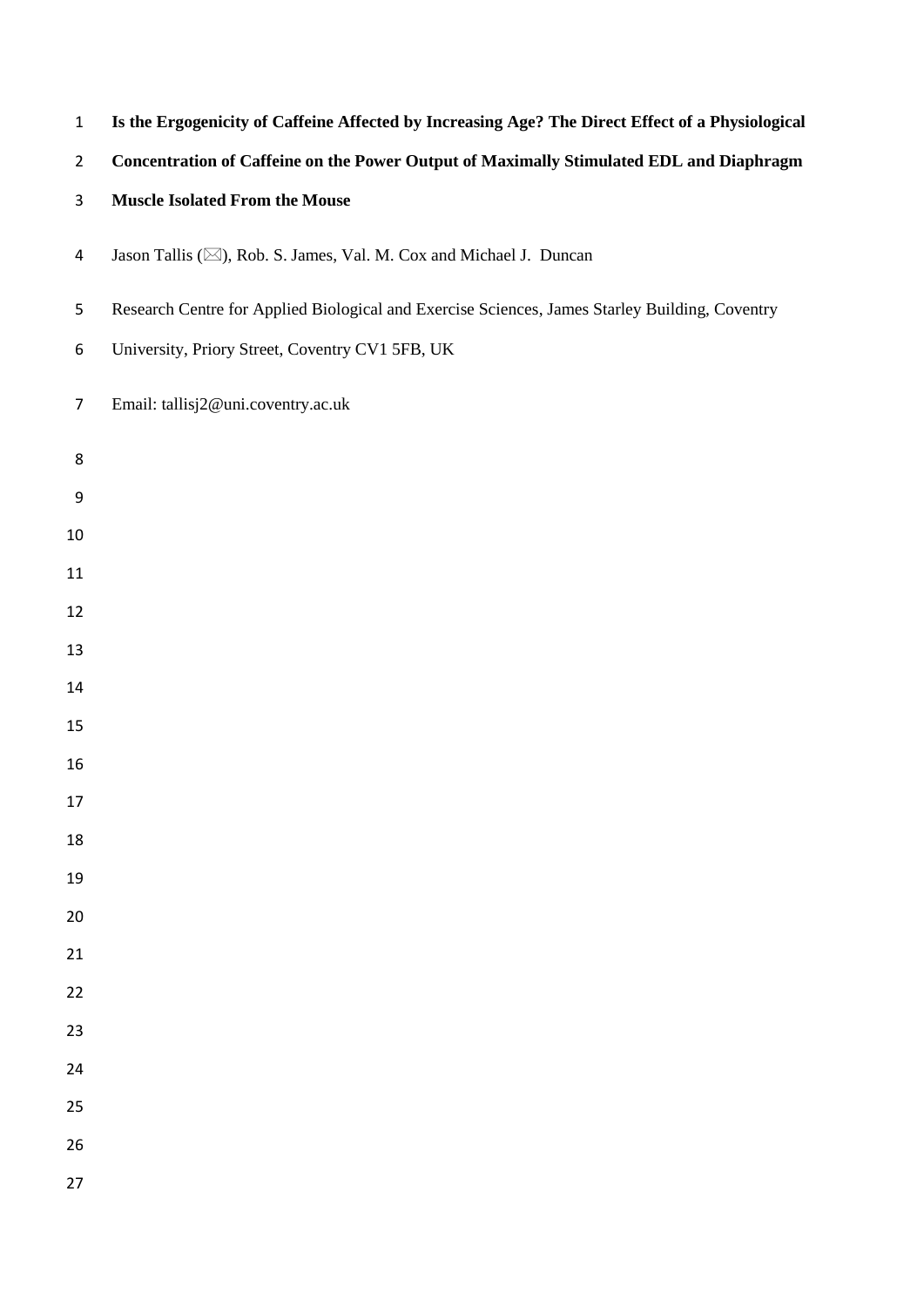**Is the Ergogenicity of Caffeine Affected by Increasing Age? The Direct Effect of a Physiological Concentration of Caffeine on the Power Output of Maximally Stimulated EDL and Diaphragm Muscle Isolated From the Mouse**

Jason Tallis (✉), Rob. S. James, Val. M. Cox and Michael J. Duncan

Research Centre for Applied Biological and Exercise Sciences, James Starley Building, Coventry University, Priory Street, Coventry CV1 5FB, UK

Email: tallisj2@uni.coventry.ac.uk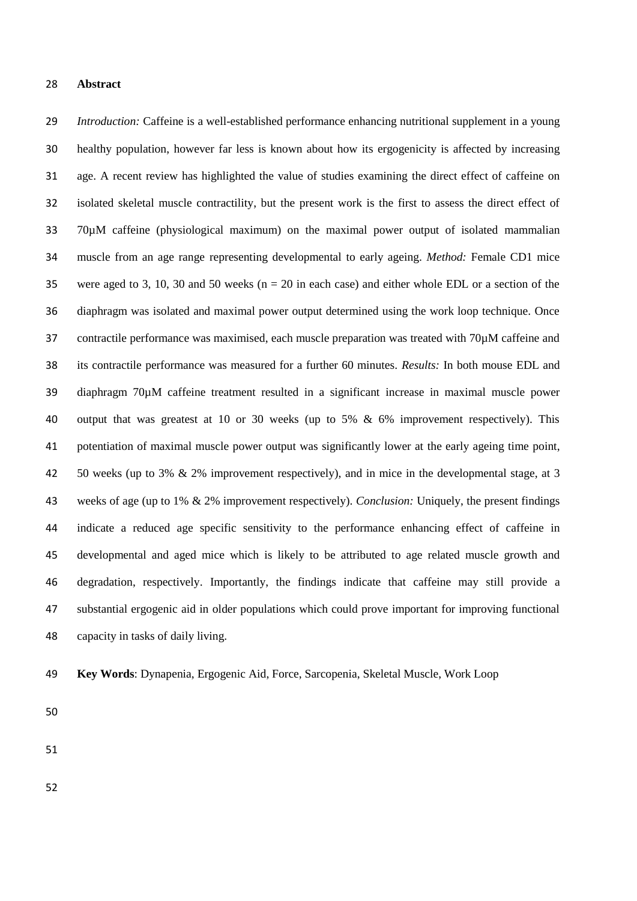# Abstract

*Introduction:* Caffeine is a well-established performance enhancing nutritional supplement in a young healthy population, however far less is known about how its ergogenicity is affected by increasing age. A recent review has highlighted the value of studies examining the direct effect of caffeine on isolated skeletal muscle contractility, but the present work is the first to assess the direct effect of 70µM caffeine (physiological maximum) on the maximal power output of isolated mammalian muscle from an age range representing developmental to early ageing. *Method:* Female CD1 mice were aged to 3, 10, 30 and 50 weeks (n = 20 in each case) and either whole EDL or a section of the diaphragm was isolated and maximal power output determined using the work loop technique. Once contractile performance was maximised, each muscle preparation was treated with 70µM caffeine and its contractile performance was measured for a further 60 minutes. *Results:* In both mouse EDL and diaphragm 70µM caffeine treatment resulted in a significant increase in maximal muscle power output that was greatest at 10 or 30 weeks (up to 5% & 6% improvement respectively). This potentiation of maximal muscle power output was significantly lower at the early ageing time point, 50 weeks (up to 3% & 2% improvement respectively), and in mice in the developmental stage, at 3 weeks of age (up to 1% & 2% improvement respectively). *Conclusion:* Uniquely, the present findings indicate a reduced age specific sensitivity to the performance enhancing effect of caffeine in developmental and aged mice which is likely to be attributed to age related muscle growth and degradation, respectively. Importantly, the findings indicate that caffeine may still provide a substantial ergogenic aid in older populations which could prove important for improving functional capacity in tasks of daily living.

**Key Words**: Dynapenia, Ergogenic Aid, Force, Sarcopenia, Skeletal Muscle, Work Loop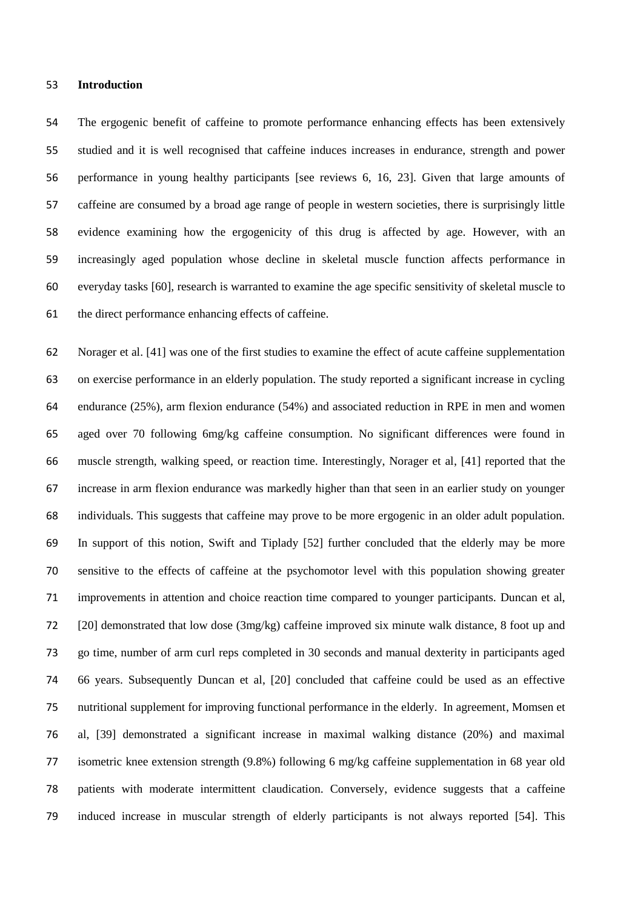## Introduction

The ergogenic benefit of caffeine to promote performance enhancing effects has been extensively studied and it is well recognised that caffeine induces increases in endurance, strength and power performance in young healthy participants [see reviews 6, 16, 23]. Given that large amounts of caffeine are consumed by a broad age range of people in western societies, there is surprisingly little evidence examining how the ergogenicity of this drug is affected by age. However, with an increasingly aged population whose decline in skeletal muscle function affects performance in everyday tasks [60], research is warranted to examine the age specific sensitivity of skeletal muscle to the direct performance enhancing effects of caffeine.

Norager et al. [41] was one of the first studies to examine the effect of acute caffeine supplementation on exercise performance in an elderly population. The study reported a significant increase in cycling endurance (25%), arm flexion endurance (54%) and associated reduction in RPE in men and women aged over 70 following 6mg/kg caffeine consumption. No significant differences were found in muscle strength, walking speed, or reaction time. Interestingly, Norager et al, [41] reported that the increase in arm flexion endurance was markedly higher than that seen in an earlier study on younger individuals. This suggests that caffeine may prove to be more ergogenic in an older adult population. In support of this notion, Swift and Tiplady [52] further concluded that the elderly may be more sensitive to the effects of caffeine at the psychomotor level with this population showing greater improvements in attention and choice reaction time compared to younger participants. Duncan et al, [20] demonstrated that low dose (3mg/kg) caffeine improved six minute walk distance, 8 foot up and go time, number of arm curl reps completed in 30 seconds and manual dexterity in participants aged 66 years. Subsequently Duncan et al, [20] concluded that caffeine could be used as an effective nutritional supplement for improving functional performance in the elderly. In agreement, Momsen et al, [39] demonstrated a significant increase in maximal walking distance (20%) and maximal isometric knee extension strength (9.8%) following 6 mg/kg caffeine supplementation in 68 year old patients with moderate intermittent claudication. Conversely, evidence suggests that a caffeine induced increase in muscular strength of elderly participants is not always reported [54]. This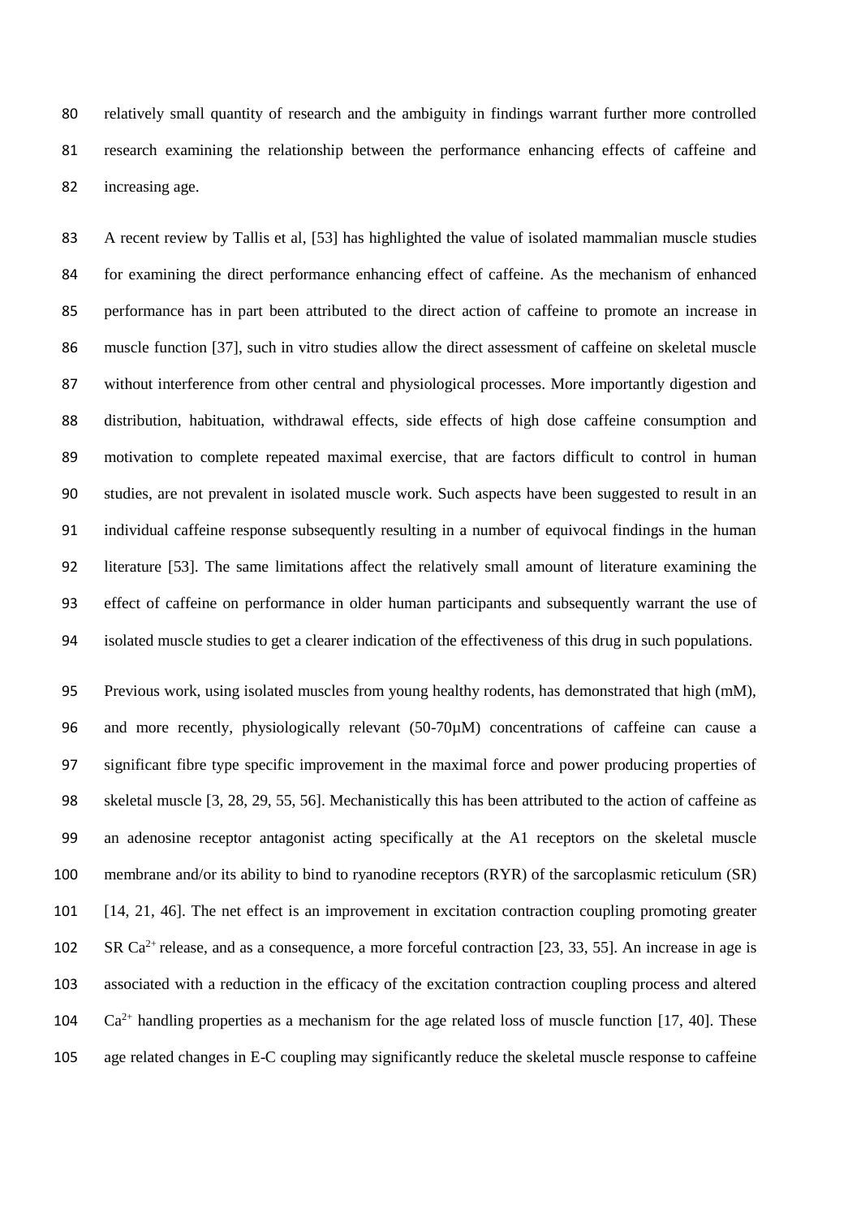relatively small quantity of research and the ambiguity in findings warrant further more controlled research examining the relationship between the performance enhancing effects of caffeine and increasing age.

A recent review by Tallis et al, [53] has highlighted the value of isolated mammalian muscle studies for examining the direct performance enhancing effect of caffeine. As the mechanism of enhanced performance has in part been attributed to the direct action of caffeine to promote an increase in muscle function [37], such in vitro studies allow the direct assessment of caffeine on skeletal muscle without interference from other central and physiological processes. More importantly digestion and distribution, habituation, withdrawal effects, side effects of high dose caffeine consumption and motivation to complete repeated maximal exercise, that are factors difficult to control in human studies, are not prevalent in isolated muscle work. Such aspects have been suggested to result in an individual caffeine response subsequently resulting in a number of equivocal findings in the human literature [53]. The same limitations affect the relatively small amount of literature examining the effect of caffeine on performance in older human participants and subsequently warrant the use of isolated muscle studies to get a clearer indication of the effectiveness of this drug in such populations.

Previous work, using isolated muscles from young healthy rodents, has demonstrated that high (mM), and more recently, physiologically relevant (50-70µM) concentrations of caffeine can cause a significant fibre type specific improvement in the maximal force and power producing properties of skeletal muscle [3, 28, 29, 55, 56]. Mechanistically this has been attributed to the action of caffeine as an adenosine receptor antagonist acting specifically at the A1 receptors on the skeletal muscle membrane and/or its ability to bind to ryanodine receptors (RYR) of the sarcoplasmic reticulum (SR) [14, 21, 46]. The net effect is an improvement in excitation contraction coupling promoting greater SR $Ca^{2+}$ release, and as a consequence, a more forceful contraction [23, 33, 55]. An increase in age is associated with a reduction in the efficacy of the excitation contraction coupling process and altered $Ca^{2+}$ handling properties as a mechanism for the age related loss of muscle function [17, 40]. These age related changes in E-C coupling may significantly reduce the skeletal muscle response to caffeine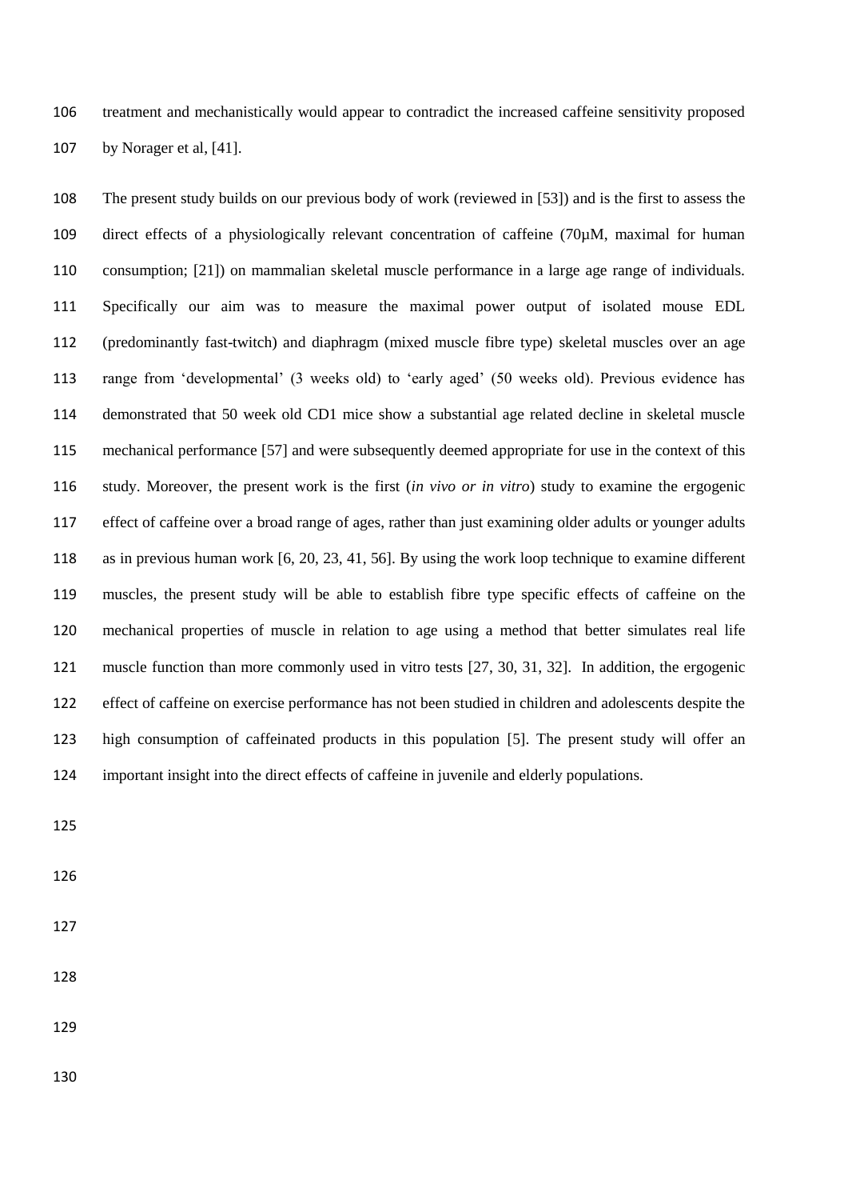treatment and mechanistically would appear to contradict the increased caffeine sensitivity proposed by Norager et al, [41].

The present study builds on our previous body of work (reviewed in [53]) and is the first to assess the direct effects of a physiologically relevant concentration of caffeine (70µM, maximal for human consumption; [21]) on mammalian skeletal muscle performance in a large age range of individuals. Specifically our aim was to measure the maximal power output of isolated mouse EDL (predominantly fast-twitch) and diaphragm (mixed muscle fibre type) skeletal muscles over an age range from 'developmental' (3 weeks old) to 'early aged' (50 weeks old). Previous evidence has demonstrated that 50 week old CD1 mice show a substantial age related decline in skeletal muscle mechanical performance [57] and were subsequently deemed appropriate for use in the context of this study. Moreover, the present work is the first (*in vivo or in vitro*) study to examine the ergogenic effect of caffeine over a broad range of ages, rather than just examining older adults or younger adults as in previous human work [6, 20, 23, 41, 56]. By using the work loop technique to examine different muscles, the present study will be able to establish fibre type specific effects of caffeine on the mechanical properties of muscle in relation to age using a method that better simulates real life muscle function than more commonly used in vitro tests [27, 30, 31, 32]. In addition, the ergogenic effect of caffeine on exercise performance has not been studied in children and adolescents despite the high consumption of caffeinated products in this population [5]. The present study will offer an important insight into the direct effects of caffeine in juvenile and elderly populations.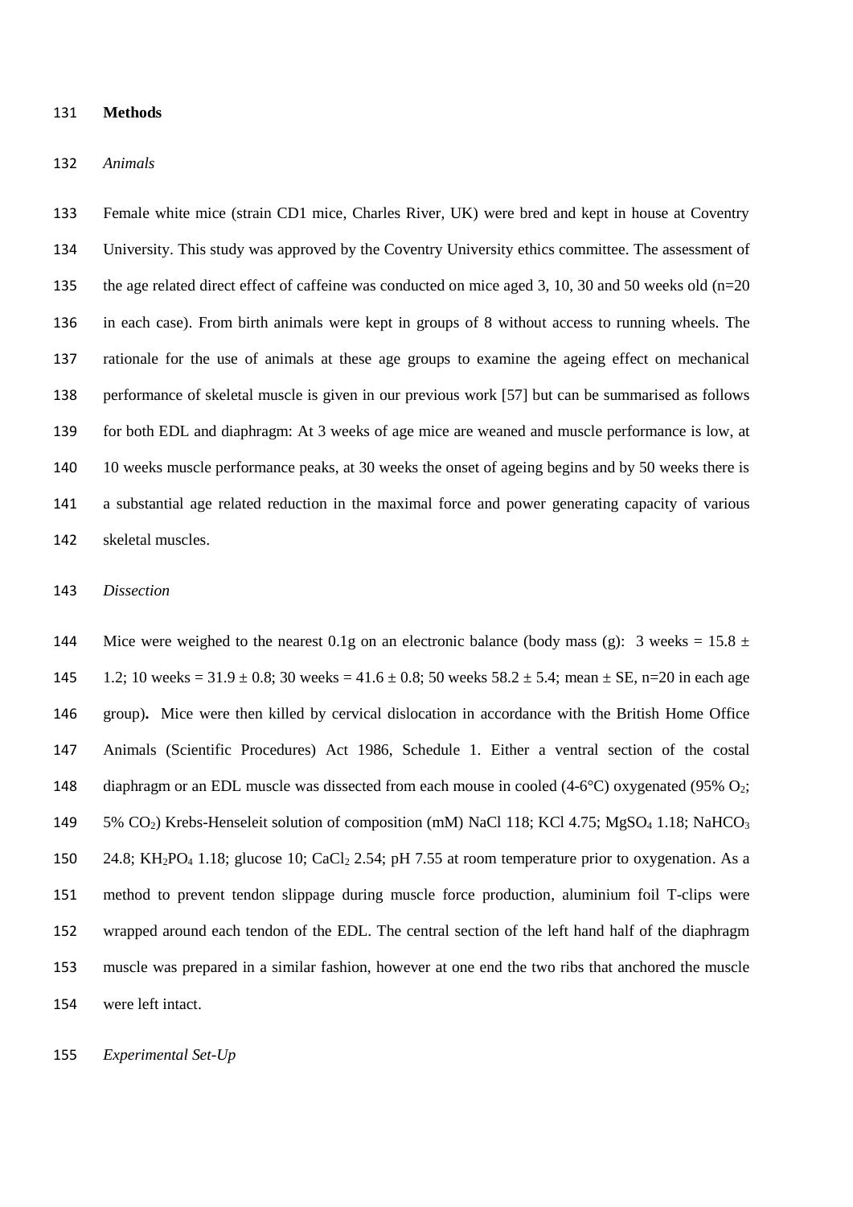**Methods**

*Animals*

Female white mice (strain CD1 mice, Charles River, UK) were bred and kept in house at Coventry University. This study was approved by the Coventry University ethics committee. The assessment of the age related direct effect of caffeine was conducted on mice aged 3, 10, 30 and 50 weeks old (n=20 in each case). From birth animals were kept in groups of 8 without access to running wheels. The rationale for the use of animals at these age groups to examine the ageing effect on mechanical performance of skeletal muscle is given in our previous work [57] but can be summarised as follows for both EDL and diaphragm: At 3 weeks of age mice are weaned and muscle performance is low, at 10 weeks muscle performance peaks, at 30 weeks the onset of ageing begins and by 50 weeks there is a substantial age related reduction in the maximal force and power generating capacity of various skeletal muscles.

*Dissection*

Mice were weighed to the nearest 0.1g on an electronic balance (body mass (g): 3 weeks = 15.8 ± 1.2; 10 weeks = 31.9 ± 0.8; 30 weeks = 41.6 ± 0.8; 50 weeks 58.2 ± 5.4; mean ± SE, n=20 in each age group)**.** Mice were then killed by cervical dislocation in accordance with the British Home Office Animals (Scientific Procedures) Act 1986, Schedule 1. Either a ventral section of the costal diaphragm or an EDL muscle was dissected from each mouse in cooled (4-6°C) oxygenated (95% $O_2$; 5% $CO_2$) Krebs-Henseleit solution of composition (mM) NaCl 118; KCl 4.75; $MgSO_4$ 1.18; $NaHCO_3$ 24.8; $KH_2PO_4$ 1.18; glucose 10; $CaCl_2$ 2.54; pH 7.55 at room temperature prior to oxygenation. As a method to prevent tendon slippage during muscle force production, aluminium foil T-clips were wrapped around each tendon of the EDL. The central section of the left hand half of the diaphragm muscle was prepared in a similar fashion, however at one end the two ribs that anchored the muscle were left intact.

*Experimental Set-Up*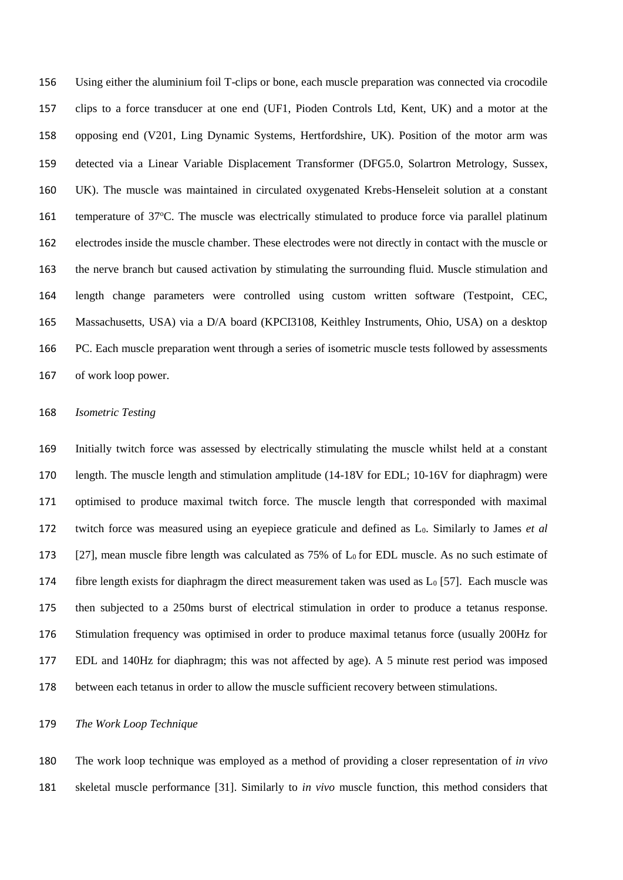Using either the aluminium foil T-clips or bone, each muscle preparation was connected via crocodile clips to a force transducer at one end (UF1, Pioden Controls Ltd, Kent, UK) and a motor at the opposing end (V201, Ling Dynamic Systems, Hertfordshire, UK). Position of the motor arm was detected via a Linear Variable Displacement Transformer (DFG5.0, Solartron Metrology, Sussex, UK). The muscle was maintained in circulated oxygenated Krebs-Henseleit solution at a constant temperature of 37°C. The muscle was electrically stimulated to produce force via parallel platinum electrodes inside the muscle chamber. These electrodes were not directly in contact with the muscle or the nerve branch but caused activation by stimulating the surrounding fluid. Muscle stimulation and length change parameters were controlled using custom written software (Testpoint, CEC, Massachusetts, USA) via a D/A board (KPCI3108, Keithley Instruments, Ohio, USA) on a desktop PC. Each muscle preparation went through a series of isometric muscle tests followed by assessments of work loop power.

*Isometric Testing*

Initially twitch force was assessed by electrically stimulating the muscle whilst held at a constant length. The muscle length and stimulation amplitude (14-18V for EDL; 10-16V for diaphragm) were optimised to produce maximal twitch force. The muscle length that corresponded with maximal twitch force was measured using an eyepiece graticule and defined as $L_0$. Similarly to James *et al* [27], mean muscle fibre length was calculated as 75% of $L_0$ for EDL muscle. As no such estimate of fibre length exists for diaphragm the direct measurement taken was used as $L_0$ [57]. Each muscle was then subjected to a 250ms burst of electrical stimulation in order to produce a tetanus response. Stimulation frequency was optimised in order to produce maximal tetanus force (usually 200Hz for EDL and 140Hz for diaphragm; this was not affected by age). A 5 minute rest period was imposed between each tetanus in order to allow the muscle sufficient recovery between stimulations.

*The Work Loop Technique*

The work loop technique was employed as a method of providing a closer representation of *in vivo* skeletal muscle performance [31]. Similarly to *in vivo* muscle function, this method considers that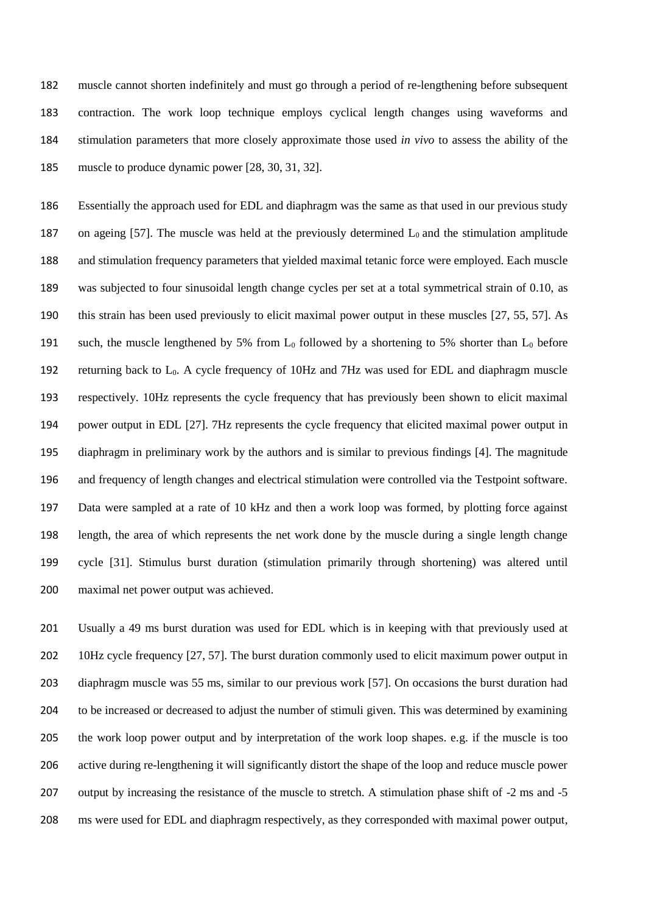muscle cannot shorten indefinitely and must go through a period of re-lengthening before subsequent contraction. The work loop technique employs cyclical length changes using waveforms and stimulation parameters that more closely approximate those used *in vivo* to assess the ability of the muscle to produce dynamic power [28, 30, 31, 32].

Essentially the approach used for EDL and diaphragm was the same as that used in our previous study on ageing [57]. The muscle was held at the previously determined $L_0$ and the stimulation amplitude and stimulation frequency parameters that yielded maximal tetanic force were employed. Each muscle was subjected to four sinusoidal length change cycles per set at a total symmetrical strain of 0.10, as this strain has been used previously to elicit maximal power output in these muscles [27, 55, 57]. As such, the muscle lengthened by 5% from $L_0$ followed by a shortening to 5% shorter than $L_0$ before returning back to $L_0$. A cycle frequency of 10Hz and 7Hz was used for EDL and diaphragm muscle respectively. 10Hz represents the cycle frequency that has previously been shown to elicit maximal power output in EDL [27]. 7Hz represents the cycle frequency that elicited maximal power output in diaphragm in preliminary work by the authors and is similar to previous findings [4]. The magnitude and frequency of length changes and electrical stimulation were controlled via the Testpoint software. Data were sampled at a rate of 10 kHz and then a work loop was formed, by plotting force against length, the area of which represents the net work done by the muscle during a single length change cycle [31]. Stimulus burst duration (stimulation primarily through shortening) was altered until maximal net power output was achieved.

Usually a 49 ms burst duration was used for EDL which is in keeping with that previously used at 10Hz cycle frequency [27, 57]. The burst duration commonly used to elicit maximum power output in diaphragm muscle was 55 ms, similar to our previous work [57]. On occasions the burst duration had to be increased or decreased to adjust the number of stimuli given. This was determined by examining the work loop power output and by interpretation of the work loop shapes. e.g. if the muscle is too active during re-lengthening it will significantly distort the shape of the loop and reduce muscle power output by increasing the resistance of the muscle to stretch. A stimulation phase shift of -2 ms and -5 ms were used for EDL and diaphragm respectively, as they corresponded with maximal power output,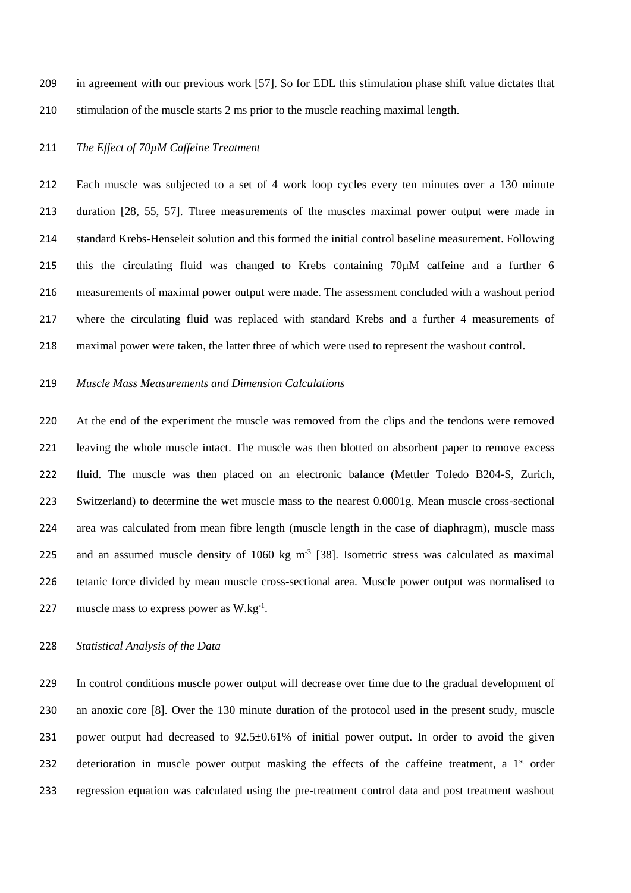in agreement with our previous work [57]. So for EDL this stimulation phase shift value dictates that stimulation of the muscle starts 2 ms prior to the muscle reaching maximal length.

*The Effect of 70μM Caffeine Treatment*

Each muscle was subjected to a set of 4 work loop cycles every ten minutes over a 130 minute duration [28, 55, 57]. Three measurements of the muscles maximal power output were made in standard Krebs-Henseleit solution and this formed the initial control baseline measurement. Following this the circulating fluid was changed to Krebs containing 70μM caffeine and a further 6 measurements of maximal power output were made. The assessment concluded with a washout period where the circulating fluid was replaced with standard Krebs and a further 4 measurements of maximal power were taken, the latter three of which were used to represent the washout control.

*Muscle Mass Measurements and Dimension Calculations*

At the end of the experiment the muscle was removed from the clips and the tendons were removed leaving the whole muscle intact. The muscle was then blotted on absorbent paper to remove excess fluid. The muscle was then placed on an electronic balance (Mettler Toledo B204-S, Zurich, Switzerland) to determine the wet muscle mass to the nearest 0.0001g. Mean muscle cross-sectional area was calculated from mean fibre length (muscle length in the case of diaphragm), muscle mass and an assumed muscle density of 1060 kg $m^{-3}$ [38]. Isometric stress was calculated as maximal tetanic force divided by mean muscle cross-sectional area. Muscle power output was normalised to muscle mass to express power as $W.kg^{-1}$.

*Statistical Analysis of the Data*

In control conditions muscle power output will decrease over time due to the gradual development of an anoxic core [8]. Over the 130 minute duration of the protocol used in the present study, muscle power output had decreased to 92.5±0.61% of initial power output. In order to avoid the given deterioration in muscle power output masking the effects of the caffeine treatment, a 1st order regression equation was calculated using the pre-treatment control data and post treatment washout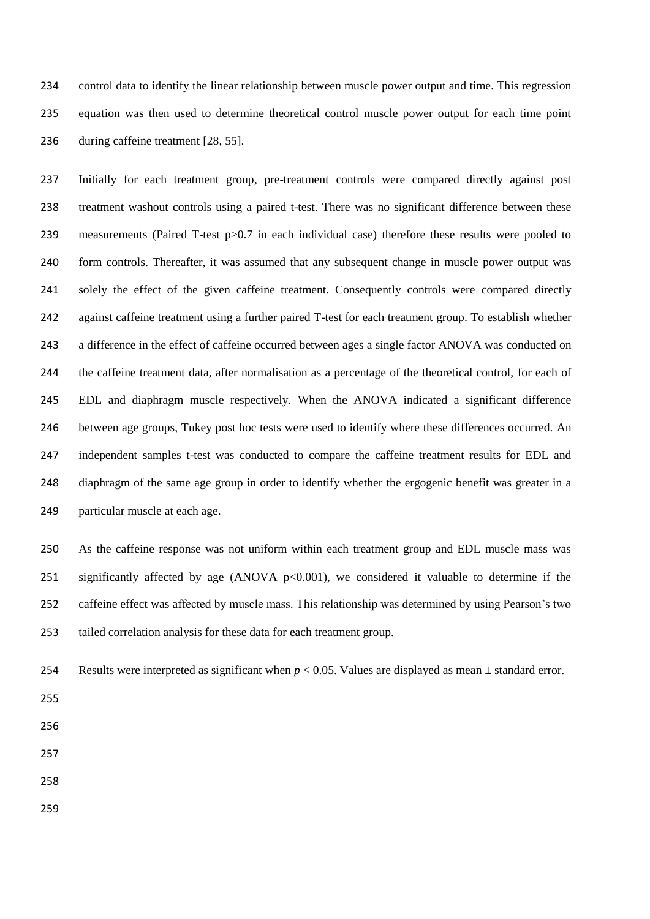control data to identify the linear relationship between muscle power output and time. This regression equation was then used to determine theoretical control muscle power output for each time point during caffeine treatment [28, 55].

Initially for each treatment group, pre-treatment controls were compared directly against post treatment washout controls using a paired t-test. There was no significant difference between these measurements (Paired T-test $p>0.7$ in each individual case) therefore these results were pooled to form controls. Thereafter, it was assumed that any subsequent change in muscle power output was solely the effect of the given caffeine treatment. Consequently controls were compared directly against caffeine treatment using a further paired T-test for each treatment group. To establish whether a difference in the effect of caffeine occurred between ages a single factor ANOVA was conducted on the caffeine treatment data, after normalisation as a percentage of the theoretical control, for each of EDL and diaphragm muscle respectively. When the ANOVA indicated a significant difference between age groups, Tukey post hoc tests were used to identify where these differences occurred. An independent samples t-test was conducted to compare the caffeine treatment results for EDL and diaphragm of the same age group in order to identify whether the ergogenic benefit was greater in a particular muscle at each age.

As the caffeine response was not uniform within each treatment group and EDL muscle mass was significantly affected by age (ANOVA $p<0.001$), we considered it valuable to determine if the caffeine effect was affected by muscle mass. This relationship was determined by using Pearson's two tailed correlation analysis for these data for each treatment group.

Results were interpreted as significant when $p < 0.05$. Values are displayed as mean ± standard error.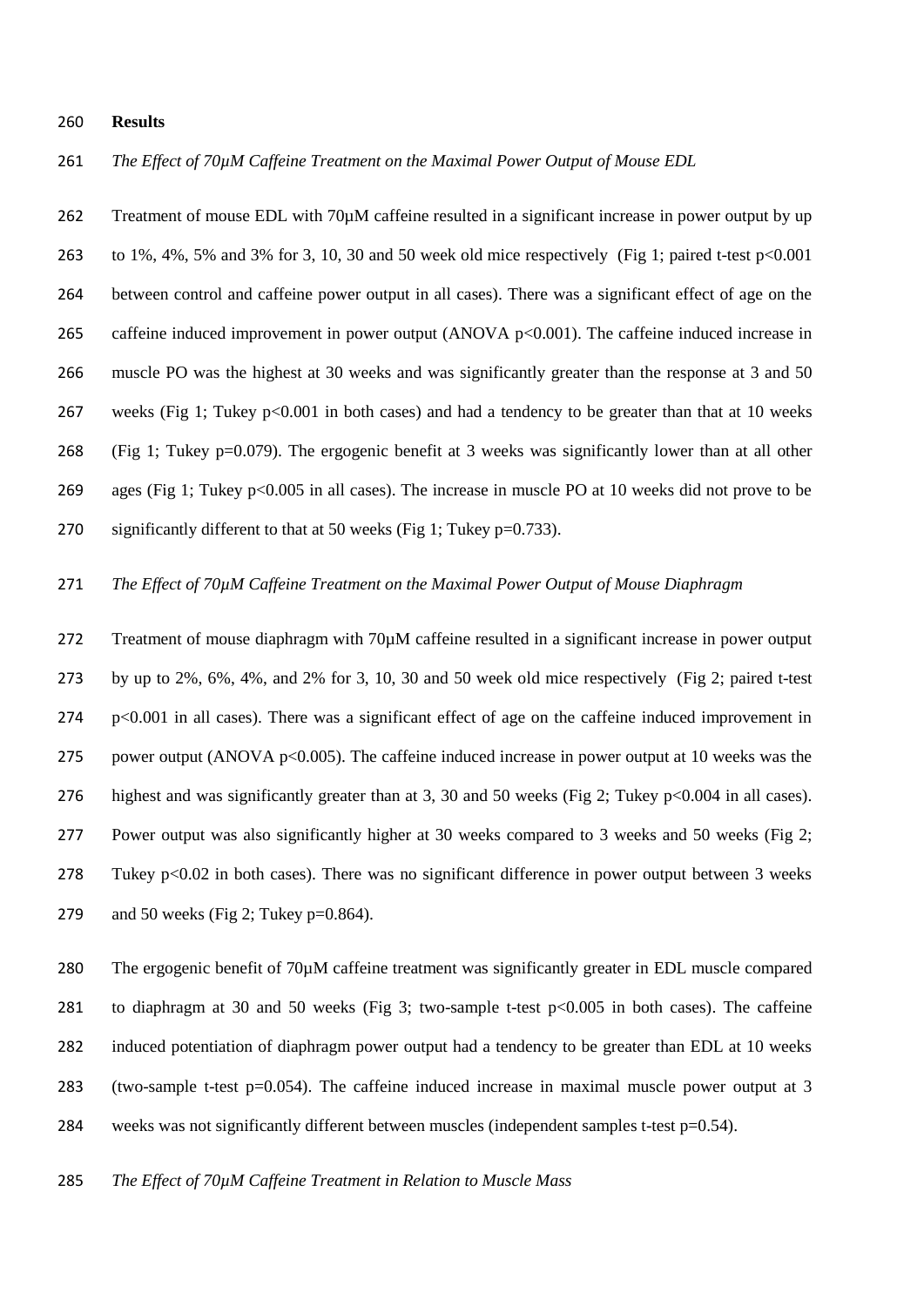## Results

*The Effect of 70µM Caffeine Treatment on the Maximal Power Output of Mouse EDL*

Treatment of mouse EDL with 70µM caffeine resulted in a significant increase in power output by up to 1%, 4%, 5% and 3% for 3, 10, 30 and 50 week old mice respectively (Fig 1; paired t-test $p<0.001$ between control and caffeine power output in all cases). There was a significant effect of age on the caffeine induced improvement in power output (ANOVA $p<0.001$). The caffeine induced increase in muscle PO was the highest at 30 weeks and was significantly greater than the response at 3 and 50 weeks (Fig 1; Tukey $p<0.001$ in both cases) and had a tendency to be greater than that at 10 weeks (Fig 1; Tukey $p=0.079$). The ergogenic benefit at 3 weeks was significantly lower than at all other ages (Fig 1; Tukey $p<0.005$ in all cases). The increase in muscle PO at 10 weeks did not prove to be significantly different to that at 50 weeks (Fig 1; Tukey $p=0.733$).

*The Effect of 70µM Caffeine Treatment on the Maximal Power Output of Mouse Diaphragm*

Treatment of mouse diaphragm with 70µM caffeine resulted in a significant increase in power output by up to 2%, 6%, 4%, and 2% for 3, 10, 30 and 50 week old mice respectively (Fig 2; paired t-test $p<0.001$ in all cases). There was a significant effect of age on the caffeine induced improvement in power output (ANOVA $p<0.005$). The caffeine induced increase in power output at 10 weeks was the highest and was significantly greater than at 3, 30 and 50 weeks (Fig 2; Tukey $p<0.004$ in all cases). Power output was also significantly higher at 30 weeks compared to 3 weeks and 50 weeks (Fig 2; Tukey $p<0.02$ in both cases). There was no significant difference in power output between 3 weeks and 50 weeks (Fig 2; Tukey $p=0.864$).

The ergogenic benefit of 70µM caffeine treatment was significantly greater in EDL muscle compared to diaphragm at 30 and 50 weeks (Fig 3; two-sample t-test $p<0.005$ in both cases). The caffeine induced potentiation of diaphragm power output had a tendency to be greater than EDL at 10 weeks (two-sample t-test $p=0.054$). The caffeine induced increase in maximal muscle power output at 3 weeks was not significantly different between muscles (independent samples t-test $p=0.54$).

*The Effect of 70µM Caffeine Treatment in Relation to Muscle Mass*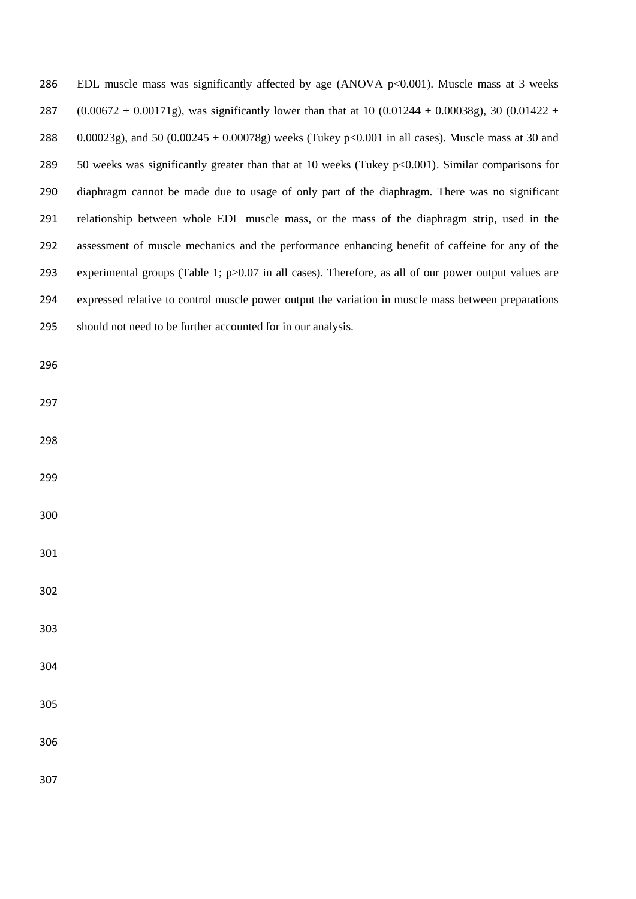EDL muscle mass was significantly affected by age (ANOVA $p<0.001$). Muscle mass at 3 weeks ($0.00672 \pm 0.00171$g), was significantly lower than that at 10 ($0.01244 \pm 0.00038$g), 30 ($0.01422 \pm 0.00023$g), and 50 ($0.00245 \pm 0.00078$g) weeks (Tukey $p<0.001$ in all cases). Muscle mass at 30 and 50 weeks was significantly greater than that at 10 weeks (Tukey $p<0.001$). Similar comparisons for diaphragm cannot be made due to usage of only part of the diaphragm. There was no significant relationship between whole EDL muscle mass, or the mass of the diaphragm strip, used in the assessment of muscle mechanics and the performance enhancing benefit of caffeine for any of the experimental groups (Table 1; $p>0.07$ in all cases). Therefore, as all of our power output values are expressed relative to control muscle power output the variation in muscle mass between preparations should not need to be further accounted for in our analysis.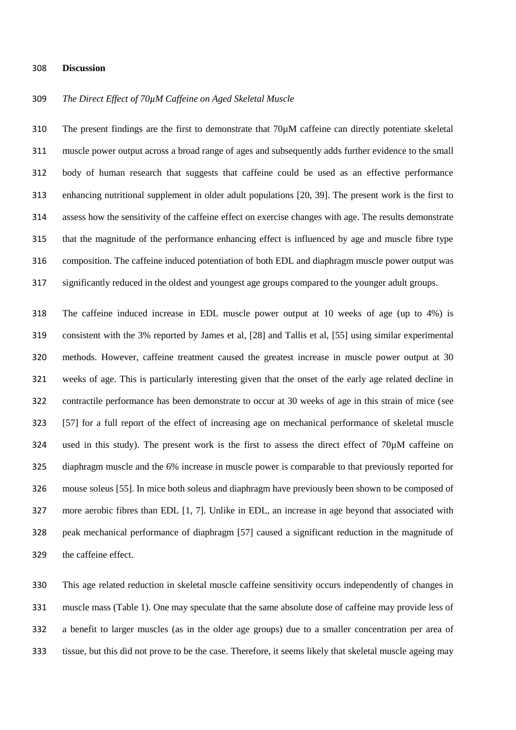## Discussion

*The Direct Effect of 70µM Caffeine on Aged Skeletal Muscle*

The present findings are the first to demonstrate that 70µM caffeine can directly potentiate skeletal muscle power output across a broad range of ages and subsequently adds further evidence to the small body of human research that suggests that caffeine could be used as an effective performance enhancing nutritional supplement in older adult populations [20, 39]. The present work is the first to assess how the sensitivity of the caffeine effect on exercise changes with age. The results demonstrate that the magnitude of the performance enhancing effect is influenced by age and muscle fibre type composition. The caffeine induced potentiation of both EDL and diaphragm muscle power output was significantly reduced in the oldest and youngest age groups compared to the younger adult groups.

The caffeine induced increase in EDL muscle power output at 10 weeks of age (up to 4%) is consistent with the 3% reported by James et al, [28] and Tallis et al, [55] using similar experimental methods. However, caffeine treatment caused the greatest increase in muscle power output at 30 weeks of age. This is particularly interesting given that the onset of the early age related decline in contractile performance has been demonstrate to occur at 30 weeks of age in this strain of mice (see [57] for a full report of the effect of increasing age on mechanical performance of skeletal muscle used in this study). The present work is the first to assess the direct effect of 70µM caffeine on diaphragm muscle and the 6% increase in muscle power is comparable to that previously reported for mouse soleus [55]. In mice both soleus and diaphragm have previously been shown to be composed of more aerobic fibres than EDL [1, 7]. Unlike in EDL, an increase in age beyond that associated with peak mechanical performance of diaphragm [57] caused a significant reduction in the magnitude of the caffeine effect.

This age related reduction in skeletal muscle caffeine sensitivity occurs independently of changes in muscle mass (Table 1). One may speculate that the same absolute dose of caffeine may provide less of a benefit to larger muscles (as in the older age groups) due to a smaller concentration per area of tissue, but this did not prove to be the case. Therefore, it seems likely that skeletal muscle ageing may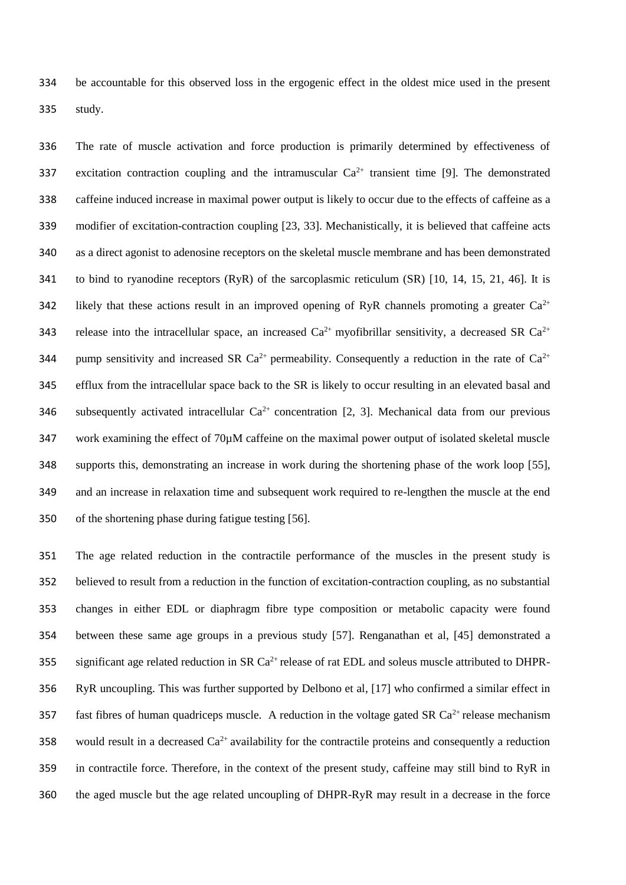be accountable for this observed loss in the ergogenic effect in the oldest mice used in the present study.

The rate of muscle activation and force production is primarily determined by effectiveness of excitation contraction coupling and the intramuscular $Ca^{2+}$ transient time [9]. The demonstrated caffeine induced increase in maximal power output is likely to occur due to the effects of caffeine as a modifier of excitation-contraction coupling [23, 33]. Mechanistically, it is believed that caffeine acts as a direct agonist to adenosine receptors on the skeletal muscle membrane and has been demonstrated to bind to ryanodine receptors (RyR) of the sarcoplasmic reticulum (SR) [10, 14, 15, 21, 46]. It is likely that these actions result in an improved opening of RyR channels promoting a greater $Ca^{2+}$ release into the intracellular space, an increased $Ca^{2+}$ myofibrillar sensitivity, a decreased SR $Ca^{2+}$ pump sensitivity and increased SR $Ca^{2+}$ permeability. Consequently a reduction in the rate of $Ca^{2+}$ efflux from the intracellular space back to the SR is likely to occur resulting in an elevated basal and subsequently activated intracellular $Ca^{2+}$ concentration [2, 3]. Mechanical data from our previous work examining the effect of 70µM caffeine on the maximal power output of isolated skeletal muscle supports this, demonstrating an increase in work during the shortening phase of the work loop [55], and an increase in relaxation time and subsequent work required to re-lengthen the muscle at the end of the shortening phase during fatigue testing [56].

The age related reduction in the contractile performance of the muscles in the present study is believed to result from a reduction in the function of excitation-contraction coupling, as no substantial changes in either EDL or diaphragm fibre type composition or metabolic capacity were found between these same age groups in a previous study [57]. Renganathan et al, [45] demonstrated a significant age related reduction in SR $Ca^{2+}$ release of rat EDL and soleus muscle attributed to DHPR-RyR uncoupling. This was further supported by Delbono et al, [17] who confirmed a similar effect in fast fibres of human quadriceps muscle. A reduction in the voltage gated SR $Ca^{2+}$ release mechanism would result in a decreased $Ca^{2+}$ availability for the contractile proteins and consequently a reduction in contractile force. Therefore, in the context of the present study, caffeine may still bind to RyR in the aged muscle but the age related uncoupling of DHPR-RyR may result in a decrease in the force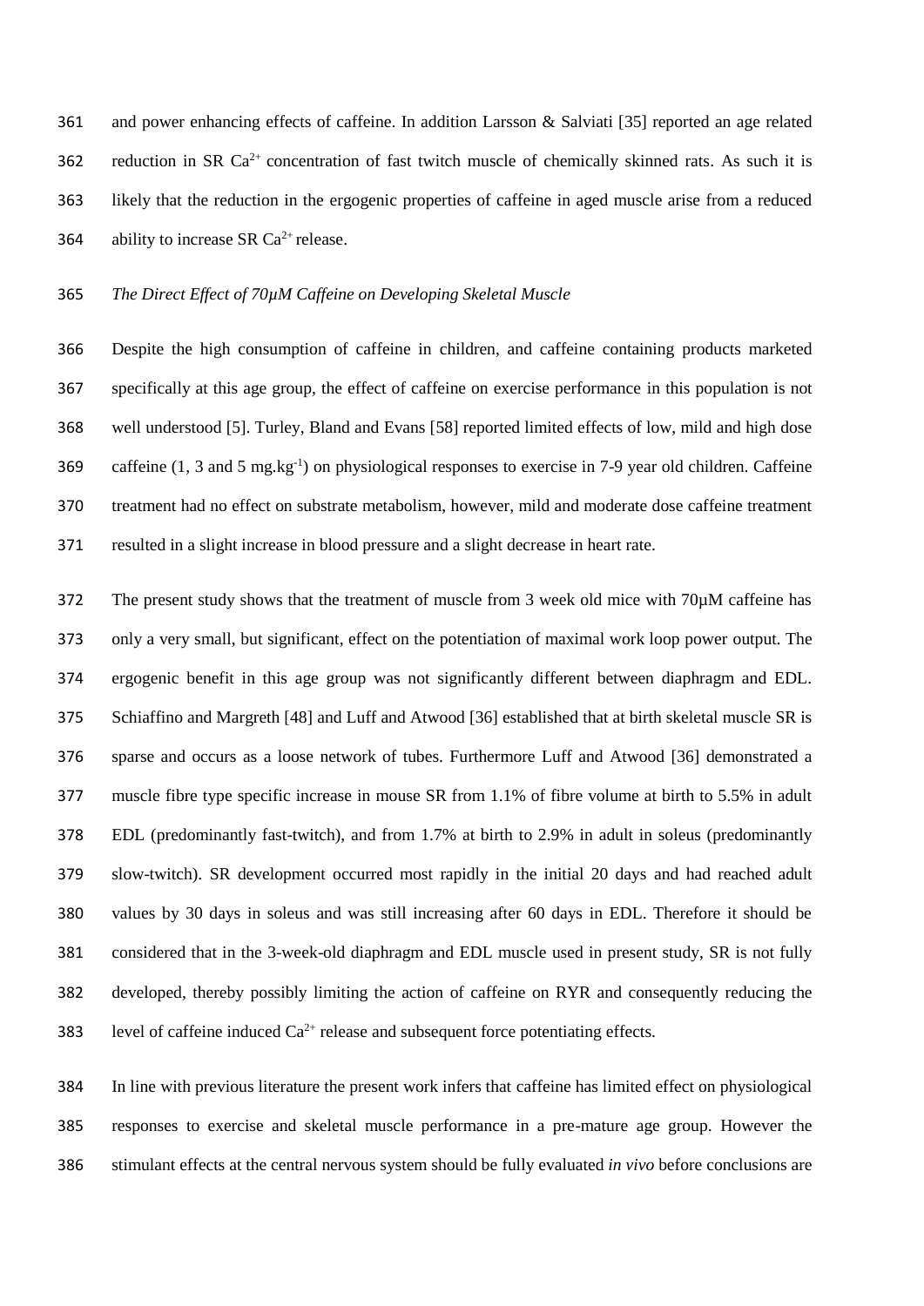and power enhancing effects of caffeine. In addition Larsson & Salviati [35] reported an age related reduction in SR $Ca^{2+}$ concentration of fast twitch muscle of chemically skinned rats. As such it is likely that the reduction in the ergogenic properties of caffeine in aged muscle arise from a reduced ability to increase SR $Ca^{2+}$ release.

*The Direct Effect of 70µM Caffeine on Developing Skeletal Muscle*

Despite the high consumption of caffeine in children, and caffeine containing products marketed specifically at this age group, the effect of caffeine on exercise performance in this population is not well understood [5]. Turley, Bland and Evans [58] reported limited effects of low, mild and high dose caffeine (1, 3 and 5 $mg.kg^{-1}$) on physiological responses to exercise in 7-9 year old children. Caffeine treatment had no effect on substrate metabolism, however, mild and moderate dose caffeine treatment resulted in a slight increase in blood pressure and a slight decrease in heart rate.

The present study shows that the treatment of muscle from 3 week old mice with 70µM caffeine has only a very small, but significant, effect on the potentiation of maximal work loop power output. The ergogenic benefit in this age group was not significantly different between diaphragm and EDL. Schiaffino and Margreth [48] and Luff and Atwood [36] established that at birth skeletal muscle SR is sparse and occurs as a loose network of tubes. Furthermore Luff and Atwood [36] demonstrated a muscle fibre type specific increase in mouse SR from 1.1% of fibre volume at birth to 5.5% in adult EDL (predominantly fast-twitch), and from 1.7% at birth to 2.9% in adult in soleus (predominantly slow-twitch). SR development occurred most rapidly in the initial 20 days and had reached adult values by 30 days in soleus and was still increasing after 60 days in EDL. Therefore it should be considered that in the 3-week-old diaphragm and EDL muscle used in present study, SR is not fully developed, thereby possibly limiting the action of caffeine on RYR and consequently reducing the level of caffeine induced $Ca^{2+}$ release and subsequent force potentiating effects.

In line with previous literature the present work infers that caffeine has limited effect on physiological responses to exercise and skeletal muscle performance in a pre-mature age group. However the stimulant effects at the central nervous system should be fully evaluated *in vivo* before conclusions are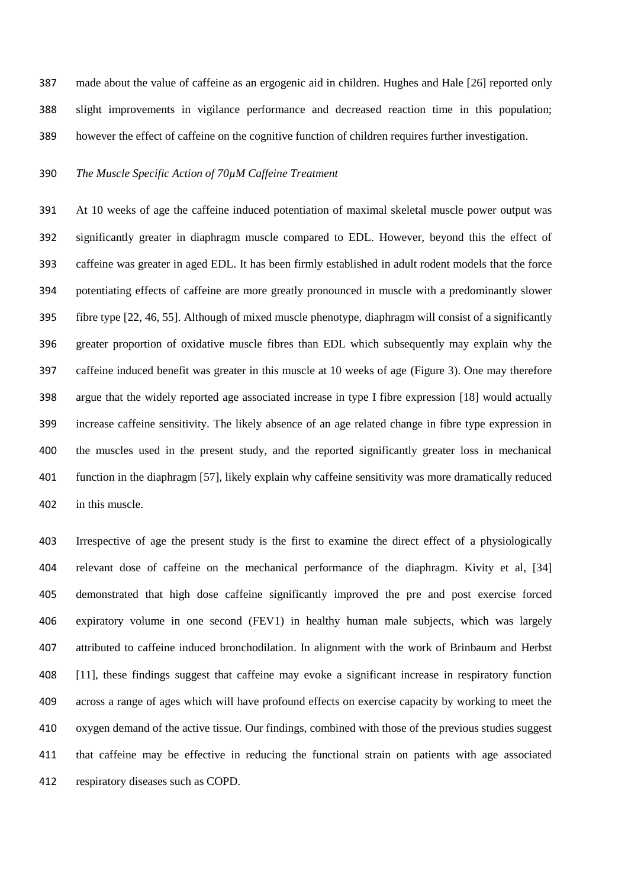made about the value of caffeine as an ergogenic aid in children. Hughes and Hale [26] reported only slight improvements in vigilance performance and decreased reaction time in this population; however the effect of caffeine on the cognitive function of children requires further investigation.

*The Muscle Specific Action of 70μM Caffeine Treatment*

At 10 weeks of age the caffeine induced potentiation of maximal skeletal muscle power output was significantly greater in diaphragm muscle compared to EDL. However, beyond this the effect of caffeine was greater in aged EDL. It has been firmly established in adult rodent models that the force potentiating effects of caffeine are more greatly pronounced in muscle with a predominantly slower fibre type [22, 46, 55]. Although of mixed muscle phenotype, diaphragm will consist of a significantly greater proportion of oxidative muscle fibres than EDL which subsequently may explain why the caffeine induced benefit was greater in this muscle at 10 weeks of age (Figure 3). One may therefore argue that the widely reported age associated increase in type I fibre expression [18] would actually increase caffeine sensitivity. The likely absence of an age related change in fibre type expression in the muscles used in the present study, and the reported significantly greater loss in mechanical function in the diaphragm [57], likely explain why caffeine sensitivity was more dramatically reduced in this muscle.

Irrespective of age the present study is the first to examine the direct effect of a physiologically relevant dose of caffeine on the mechanical performance of the diaphragm. Kivity et al, [34] demonstrated that high dose caffeine significantly improved the pre and post exercise forced expiratory volume in one second (FEV1) in healthy human male subjects, which was largely attributed to caffeine induced bronchodilation. In alignment with the work of Brinbaum and Herbst [11], these findings suggest that caffeine may evoke a significant increase in respiratory function across a range of ages which will have profound effects on exercise capacity by working to meet the oxygen demand of the active tissue. Our findings, combined with those of the previous studies suggest that caffeine may be effective in reducing the functional strain on patients with age associated respiratory diseases such as COPD.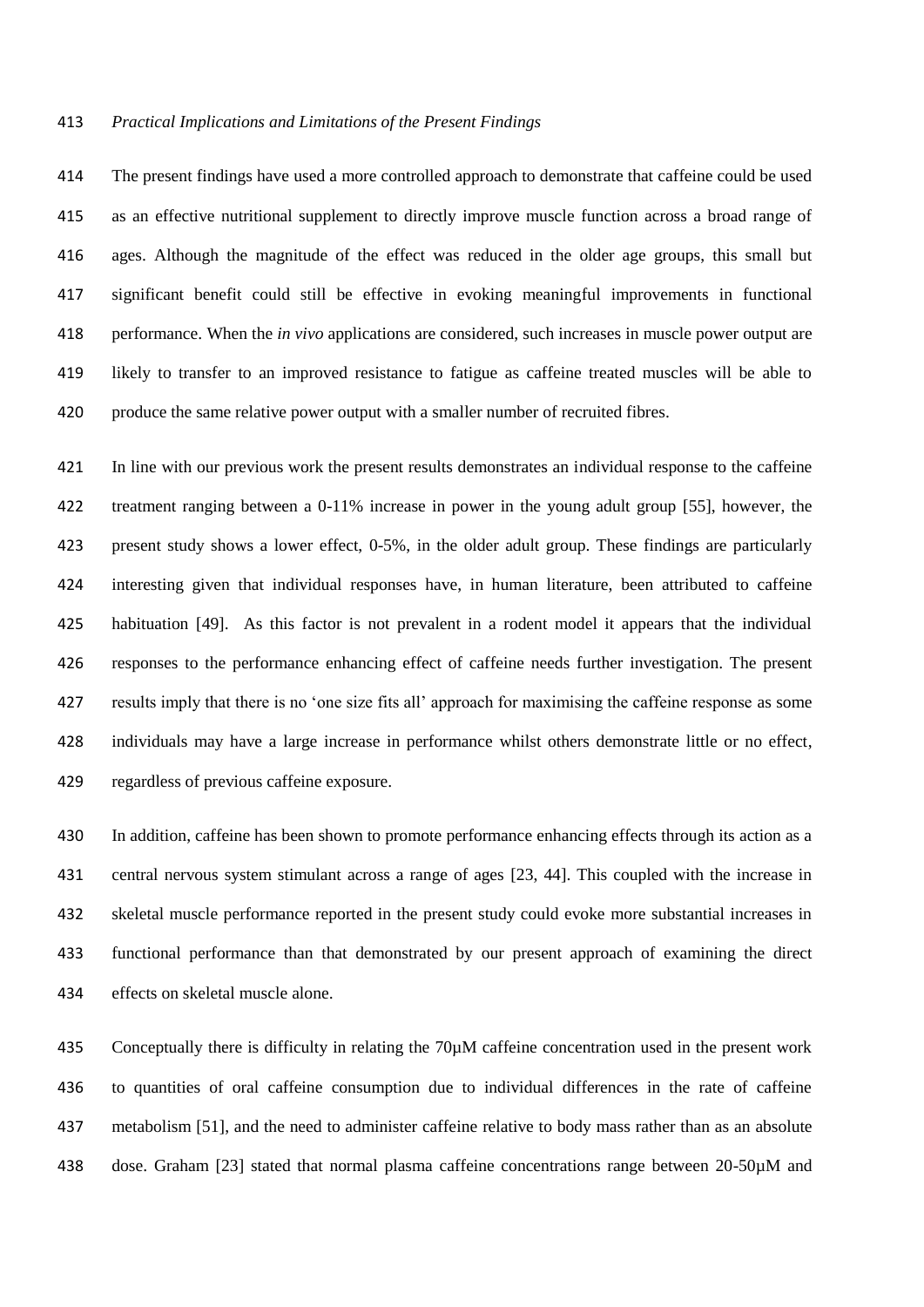*Practical Implications and Limitations of the Present Findings*

The present findings have used a more controlled approach to demonstrate that caffeine could be used as an effective nutritional supplement to directly improve muscle function across a broad range of ages. Although the magnitude of the effect was reduced in the older age groups, this small but significant benefit could still be effective in evoking meaningful improvements in functional performance. When the *in vivo* applications are considered, such increases in muscle power output are likely to transfer to an improved resistance to fatigue as caffeine treated muscles will be able to produce the same relative power output with a smaller number of recruited fibres.

In line with our previous work the present results demonstrates an individual response to the caffeine treatment ranging between a 0-11% increase in power in the young adult group [55], however, the present study shows a lower effect, 0-5%, in the older adult group. These findings are particularly interesting given that individual responses have, in human literature, been attributed to caffeine habituation [49]. As this factor is not prevalent in a rodent model it appears that the individual responses to the performance enhancing effect of caffeine needs further investigation. The present results imply that there is no 'one size fits all' approach for maximising the caffeine response as some individuals may have a large increase in performance whilst others demonstrate little or no effect, regardless of previous caffeine exposure.

In addition, caffeine has been shown to promote performance enhancing effects through its action as a central nervous system stimulant across a range of ages [23, 44]. This coupled with the increase in skeletal muscle performance reported in the present study could evoke more substantial increases in functional performance than that demonstrated by our present approach of examining the direct effects on skeletal muscle alone.

Conceptually there is difficulty in relating the 70μM caffeine concentration used in the present work to quantities of oral caffeine consumption due to individual differences in the rate of caffeine metabolism [51], and the need to administer caffeine relative to body mass rather than as an absolute dose. Graham [23] stated that normal plasma caffeine concentrations range between 20-50μM and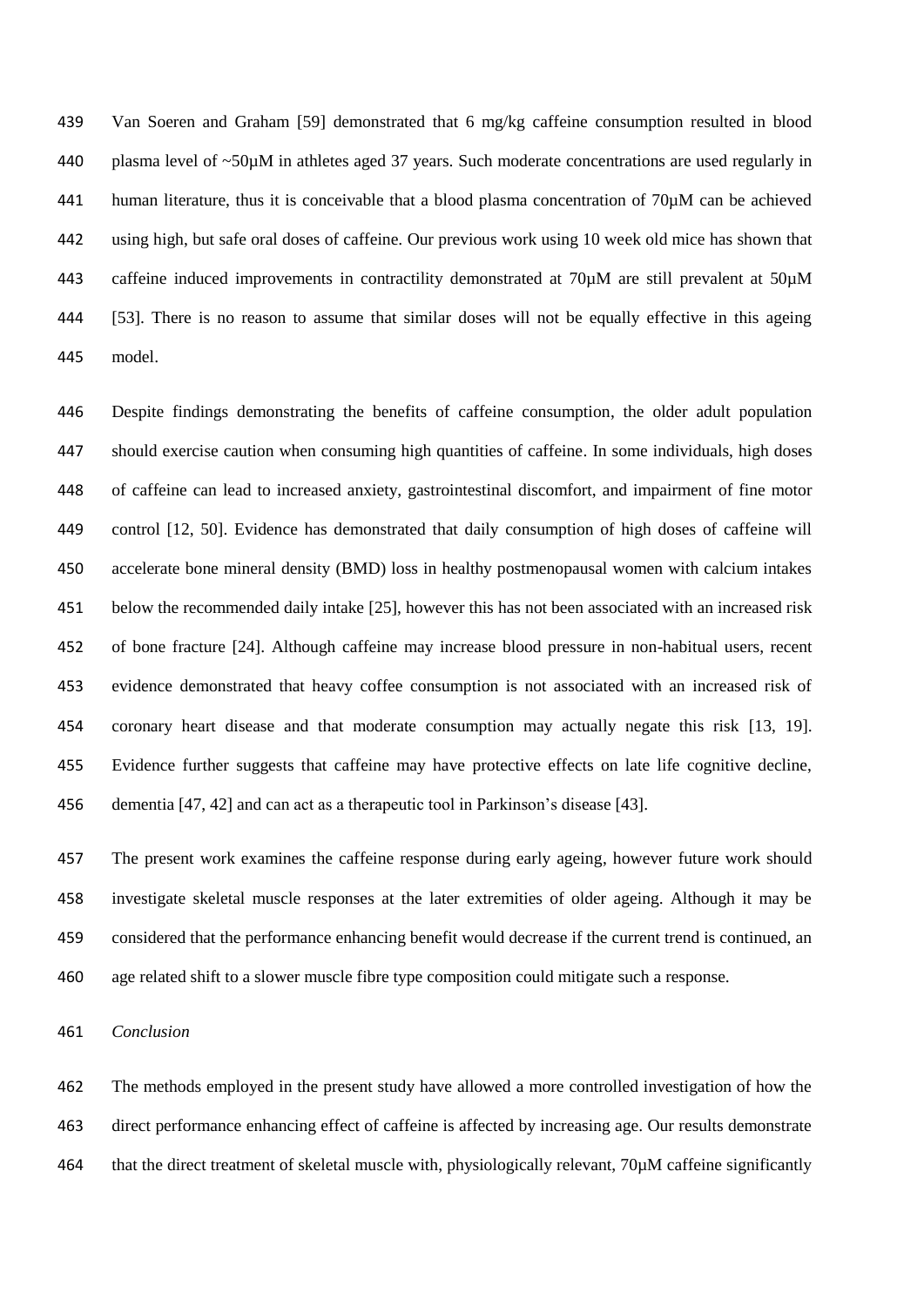Van Soeren and Graham [59] demonstrated that 6 mg/kg caffeine consumption resulted in blood plasma level of ~50μM in athletes aged 37 years. Such moderate concentrations are used regularly in human literature, thus it is conceivable that a blood plasma concentration of 70μM can be achieved using high, but safe oral doses of caffeine. Our previous work using 10 week old mice has shown that caffeine induced improvements in contractility demonstrated at 70μM are still prevalent at 50μM [53]. There is no reason to assume that similar doses will not be equally effective in this ageing model.

Despite findings demonstrating the benefits of caffeine consumption, the older adult population should exercise caution when consuming high quantities of caffeine. In some individuals, high doses of caffeine can lead to increased anxiety, gastrointestinal discomfort, and impairment of fine motor control [12, 50]. Evidence has demonstrated that daily consumption of high doses of caffeine will accelerate bone mineral density (BMD) loss in healthy postmenopausal women with calcium intakes below the recommended daily intake [25], however this has not been associated with an increased risk of bone fracture [24]. Although caffeine may increase blood pressure in non-habitual users, recent evidence demonstrated that heavy coffee consumption is not associated with an increased risk of coronary heart disease and that moderate consumption may actually negate this risk [13, 19]. Evidence further suggests that caffeine may have protective effects on late life cognitive decline, dementia [47, 42] and can act as a therapeutic tool in Parkinson's disease [43].

The present work examines the caffeine response during early ageing, however future work should investigate skeletal muscle responses at the later extremities of older ageing. Although it may be considered that the performance enhancing benefit would decrease if the current trend is continued, an age related shift to a slower muscle fibre type composition could mitigate such a response.

*Conclusion*

The methods employed in the present study have allowed a more controlled investigation of how the direct performance enhancing effect of caffeine is affected by increasing age. Our results demonstrate that the direct treatment of skeletal muscle with, physiologically relevant, 70μM caffeine significantly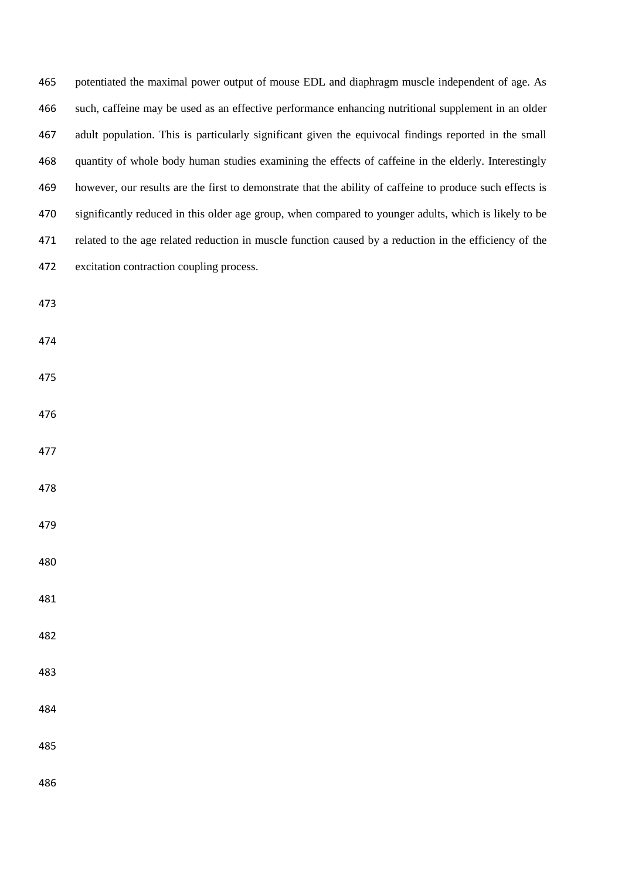potentiated the maximal power output of mouse EDL and diaphragm muscle independent of age. As such, caffeine may be used as an effective performance enhancing nutritional supplement in an older adult population. This is particularly significant given the equivocal findings reported in the small quantity of whole body human studies examining the effects of caffeine in the elderly. Interestingly however, our results are the first to demonstrate that the ability of caffeine to produce such effects is significantly reduced in this older age group, when compared to younger adults, which is likely to be related to the age related reduction in muscle function caused by a reduction in the efficiency of the excitation contraction coupling process.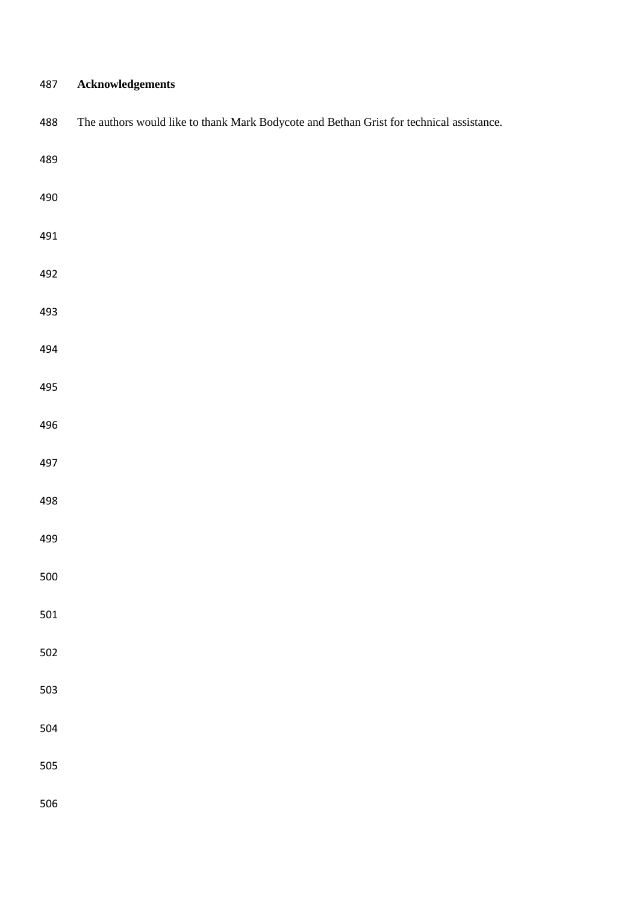## Acknowledgements

The authors would like to thank Mark Bodycote and Bethan Grist for technical assistance.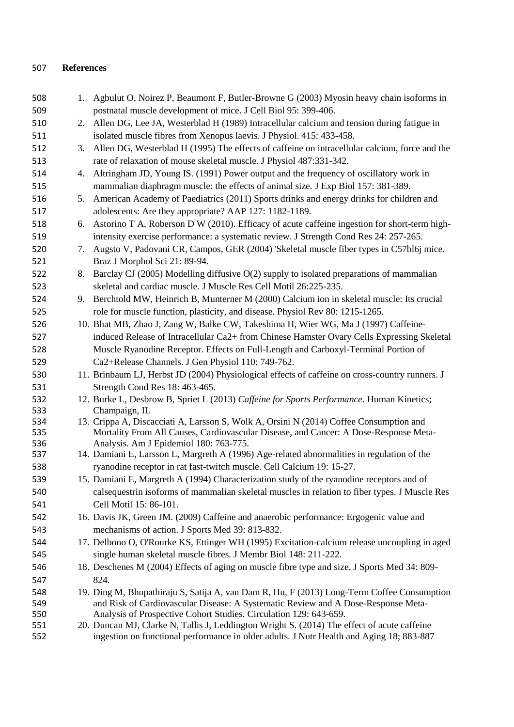**References**

1. Agbulut O, Noirez P, Beaumont F, Butler-Browne G (2003) Myosin heavy chain isoforms in postnatal muscle development of mice. J Cell Biol 95: 399-406.
2. Allen DG, Lee JA, Westerblad H (1989) Intracellular calcium and tension during fatigue in isolated muscle fibres from Xenopus laevis. J Physiol. 415: 433-458.
3. Allen DG, Westerblad H (1995) The effects of caffeine on intracellular calcium, force and the rate of relaxation of mouse skeletal muscle. J Physiol 487:331-342.
4. Altringham JD, Young IS. (1991) Power output and the frequency of oscillatory work in mammalian diaphragm muscle: the effects of animal size. J Exp Biol 157: 381-389.
5. American Academy of Paediatrics (2011) Sports drinks and energy drinks for children and adolescents: Are they appropriate? AAP 127: 1182-1189.
6. Astorino T A, Roberson D W (2010). Efficacy of acute caffeine ingestion for short-term high-intensity exercise performance: a systematic review. J Strength Cond Res 24: 257-265.
7. Augsto V, Padovani CR, Campos, GER (2004) 'Skeletal muscle fiber types in C57bl6j mice. Braz J Morphol Sci 21: 89-94.
8. Barclay CJ (2005) Modelling diffusive O(2) supply to isolated preparations of mammalian skeletal and cardiac muscle. J Muscle Res Cell Motil 26:225-235.
9. Berchtold MW, Heinrich B, Munterner M (2000) Calcium ion in skeletal muscle: Its crucial role for muscle function, plasticity, and disease. Physiol Rev 80: 1215-1265.
10. Bhat MB, Zhao J, Zang W, Balke CW, Takeshima H, Wier WG, Ma J (1997) Caffeine-induced Release of Intracellular Ca2+ from Chinese Hamster Ovary Cells Expressing Skeletal Muscle Ryanodine Receptor. Effects on Full-Length and Carboxyl-Terminal Portion of Ca2+Release Channels. J Gen Physiol 110: 749-762.
11. Brinbaum LJ, Herbst JD (2004) Physiological effects of caffeine on cross-country runners. J Strength Cond Res 18: 463-465.
12. Burke L, Desbrow B, Spriet L (2013) *Caffeine for Sports Performance*. Human Kinetics; Champaign, IL
13. Crippa A, Discacciati A, Larsson S, Wolk A, Orsini N (2014) Coffee Consumption and Mortality From All Causes, Cardiovascular Disease, and Cancer: A Dose-Response Meta-Analysis. Am J Epidemiol 180: 763-775.
14. Damiani E, Larsson L, Margreth A (1996) Age-related abnormalities in regulation of the ryanodine receptor in rat fast-twitch muscle. Cell Calcium 19: 15-27.
15. Damiani E, Margreth A (1994) Characterization study of the ryanodine receptors and of calsequestrin isoforms of mammalian skeletal muscles in relation to fiber types. J Muscle Res Cell Motil 15: 86-101.
16. Davis JK, Green JM. (2009) Caffeine and anaerobic performance: Ergogenic value and mechanisms of action. J Sports Med 39: 813-832.
17. Delbono O, O'Rourke KS, Ettinger WH (1995) Excitation-calcium release uncoupling in aged single human skeletal muscle fibres. J Membr Biol 148: 211-222.
18. Deschenes M (2004) Effects of aging on muscle fibre type and size. J Sports Med 34: 809-824.
19. Ding M, Bhupathiraju S, Satija A, van Dam R, Hu, F (2013) Long-Term Coffee Consumption and Risk of Cardiovascular Disease: A Systematic Review and A Dose-Response Meta-Analysis of Prospective Cohort Studies. Circulation 129: 643-659.
20. Duncan MJ, Clarke N, Tallis J, Leddington Wright S. (2014) The effect of acute caffeine ingestion on functional performance in older adults. J Nutr Health and Aging 18; 883-887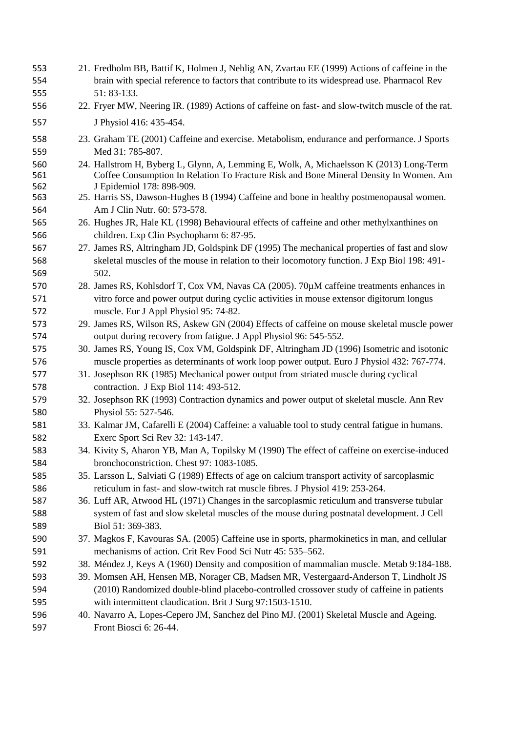21. Fredholm BB, Battif K, Holmen J, Nehlig AN, Zvartau EE (1999) Actions of caffeine in the brain with special reference to factors that contribute to its widespread use. Pharmacol Rev 51: 83-133.
22. Fryer MW, Neering IR. (1989) Actions of caffeine on fast- and slow-twitch muscle of the rat. J Physiol 416: 435-454.
23. Graham TE (2001) Caffeine and exercise. Metabolism, endurance and performance. J Sports Med 31: 785-807.
24. Hallstrom H, Byberg L, Glynn, A, Lemming E, Wolk, A, Michaelsson K (2013) Long-Term Coffee Consumption In Relation To Fracture Risk and Bone Mineral Density In Women. Am J Epidemiol 178: 898-909.
25. Harris SS, Dawson-Hughes B (1994) Caffeine and bone in healthy postmenopausal women. Am J Clin Nutr. 60: 573-578.
26. Hughes JR, Hale KL (1998) Behavioural effects of caffeine and other methylxanthines on children. Exp Clin Psychopharm 6: 87-95.
27. James RS, Altringham JD, Goldspink DF (1995) The mechanical properties of fast and slow skeletal muscles of the mouse in relation to their locomotory function. J Exp Biol 198: 491-502.
28. James RS, Kohlsdorf T, Cox VM, Navas CA (2005). 70µM caffeine treatments enhances in vitro force and power output during cyclic activities in mouse extensor digitorum longus muscle. Eur J Appl Physiol 95: 74-82.
29. James RS, Wilson RS, Askew GN (2004) Effects of caffeine on mouse skeletal muscle power output during recovery from fatigue. J Appl Physiol 96: 545-552.
30. James RS, Young IS, Cox VM, Goldspink DF, Altringham JD (1996) Isometric and isotonic muscle properties as determinants of work loop power output. Euro J Physiol 432: 767-774.
31. Josephson RK (1985) Mechanical power output from striated muscle during cyclical contraction. J Exp Biol 114: 493-512.
32. Josephson RK (1993) Contraction dynamics and power output of skeletal muscle. Ann Rev Physiol 55: 527-546.
33. Kalmar JM, Cafarelli E (2004) Caffeine: a valuable tool to study central fatigue in humans. Exerc Sport Sci Rev 32: 143-147.
34. Kivity S, Aharon YB, Man A, Topilsky M (1990) The effect of caffeine on exercise-induced bronchoconstriction. Chest 97: 1083-1085.
35. Larsson L, Salviati G (1989) Effects of age on calcium transport activity of sarcoplasmic reticulum in fast- and slow-twitch rat muscle fibres. J Physiol 419: 253-264.
36. Luff AR, Atwood HL (1971) Changes in the sarcoplasmic reticulum and transverse tubular system of fast and slow skeletal muscles of the mouse during postnatal development. J Cell Biol 51: 369-383.
37. Magkos F, Kavouras SA. (2005) Caffeine use in sports, pharmokinetics in man, and cellular mechanisms of action. Crit Rev Food Sci Nutr 45: 535–562.
38. Méndez J, Keys A (1960) Density and composition of mammalian muscle. Metab 9:184-188.
39. Momsen AH, Hensen MB, Norager CB, Madsen MR, Vestergaard-Anderson T, Lindholt JS (2010) Randomized double-blind placebo-controlled crossover study of caffeine in patients with intermittent claudication. Brit J Surg 97:1503-1510.
40. Navarro A, Lopes-Cepero JM, Sanchez del Pino MJ. (2001) Skeletal Muscle and Ageing. Front Biosci 6: 26-44.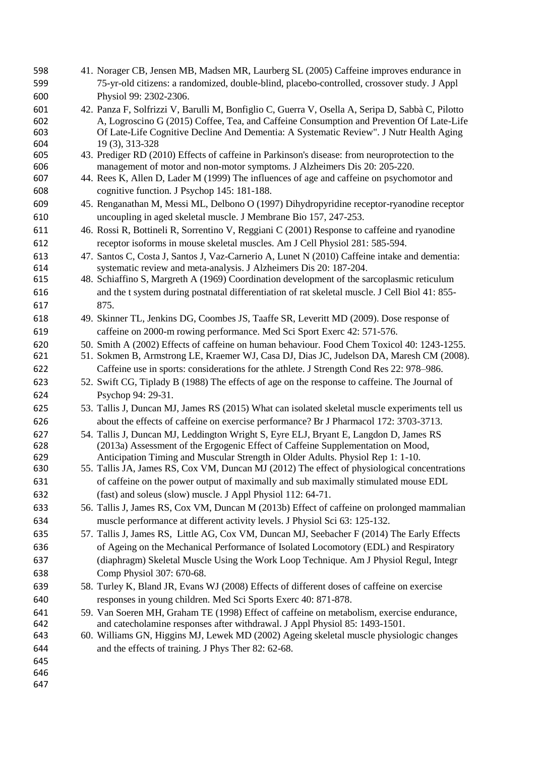41. Norager CB, Jensen MB, Madsen MR, Laurberg SL (2005) Caffeine improves endurance in 75-yr-old citizens: a randomized, double-blind, placebo-controlled, crossover study. J Appl Physiol 99: 2302-2306.
42. Panza F, Solfrizzi V, Barulli M, Bonfiglio C, Guerra V, Osella A, Seripa D, Sabbà C, Pilotto A, Logroscino G (2015) Coffee, Tea, and Caffeine Consumption and Prevention Of Late-Life Of Late-Life Cognitive Decline And Dementia: A Systematic Review". J Nutr Health Aging 19 (3), 313-328
43. Prediger RD (2010) Effects of caffeine in Parkinson's disease: from neuroprotection to the management of motor and non-motor symptoms. J Alzheimers Dis 20: 205-220.
44. Rees K, Allen D, Lader M (1999) The influences of age and caffeine on psychomotor and cognitive function. J Psychop 145: 181-188.
45. Renganathan M, Messi ML, Delbono O (1997) Dihydropyridine receptor-ryanodine receptor uncoupling in aged skeletal muscle. J Membrane Bio 157, 247-253.
46. Rossi R, Bottineli R, Sorrentino V, Reggiani C (2001) Response to caffeine and ryanodine receptor isoforms in mouse skeletal muscles. Am J Cell Physiol 281: 585-594.
47. Santos C, Costa J, Santos J, Vaz-Carnerio A, Lunet N (2010) Caffeine intake and dementia: systematic review and meta-analysis. J Alzheimers Dis 20: 187-204.
48. Schiaffino S, Margreth A (1969) Coordination development of the sarcoplasmic reticulum and the t system during postnatal differentiation of rat skeletal muscle. J Cell Biol 41: 855-875.
49. Skinner TL, Jenkins DG, Coombes JS, Taaffe SR, Leveritt MD (2009). Dose response of caffeine on 2000-m rowing performance. Med Sci Sport Exerc 42: 571-576.
50. Smith A (2002) Effects of caffeine on human behaviour. Food Chem Toxicol 40: 1243-1255.
51. Sokmen B, Armstrong LE, Kraemer WJ, Casa DJ, Dias JC, Judelson DA, Maresh CM (2008). Caffeine use in sports: considerations for the athlete. J Strength Cond Res 22: 978–986.
52. Swift CG, Tiplady B (1988) The effects of age on the response to caffeine. The Journal of Psychop 94: 29-31.
53. Tallis J, Duncan MJ, James RS (2015) What can isolated skeletal muscle experiments tell us about the effects of caffeine on exercise performance? Br J Pharmacol 172: 3703-3713.
54. Tallis J, Duncan MJ, Leddington Wright S, Eyre ELJ, Bryant E, Langdon D, James RS (2013a) Assessment of the Ergogenic Effect of Caffeine Supplementation on Mood, Anticipation Timing and Muscular Strength in Older Adults. Physiol Rep 1: 1-10.
55. Tallis JA, James RS, Cox VM, Duncan MJ (2012) The effect of physiological concentrations of caffeine on the power output of maximally and sub maximally stimulated mouse EDL (fast) and soleus (slow) muscle. J Appl Physiol 112: 64-71.
56. Tallis J, James RS, Cox VM, Duncan M (2013b) Effect of caffeine on prolonged mammalian muscle performance at different activity levels. J Physiol Sci 63: 125-132.
57. Tallis J, James RS, Little AG, Cox VM, Duncan MJ, Seebacher F (2014) The Early Effects of Ageing on the Mechanical Performance of Isolated Locomotory (EDL) and Respiratory (diaphragm) Skeletal Muscle Using the Work Loop Technique. Am J Physiol Regul, Integr Comp Physiol 307: 670-68.
58. Turley K, Bland JR, Evans WJ (2008) Effects of different doses of caffeine on exercise responses in young children. Med Sci Sports Exerc 40: 871-878.
59. Van Soeren MH, Graham TE (1998) Effect of caffeine on metabolism, exercise endurance, and catecholamine responses after withdrawal. J Appl Physiol 85: 1493-1501.
60. Williams GN, Higgins MJ, Lewek MD (2002) Ageing skeletal muscle physiologic changes and the effects of training. J Phys Ther 82: 62-68.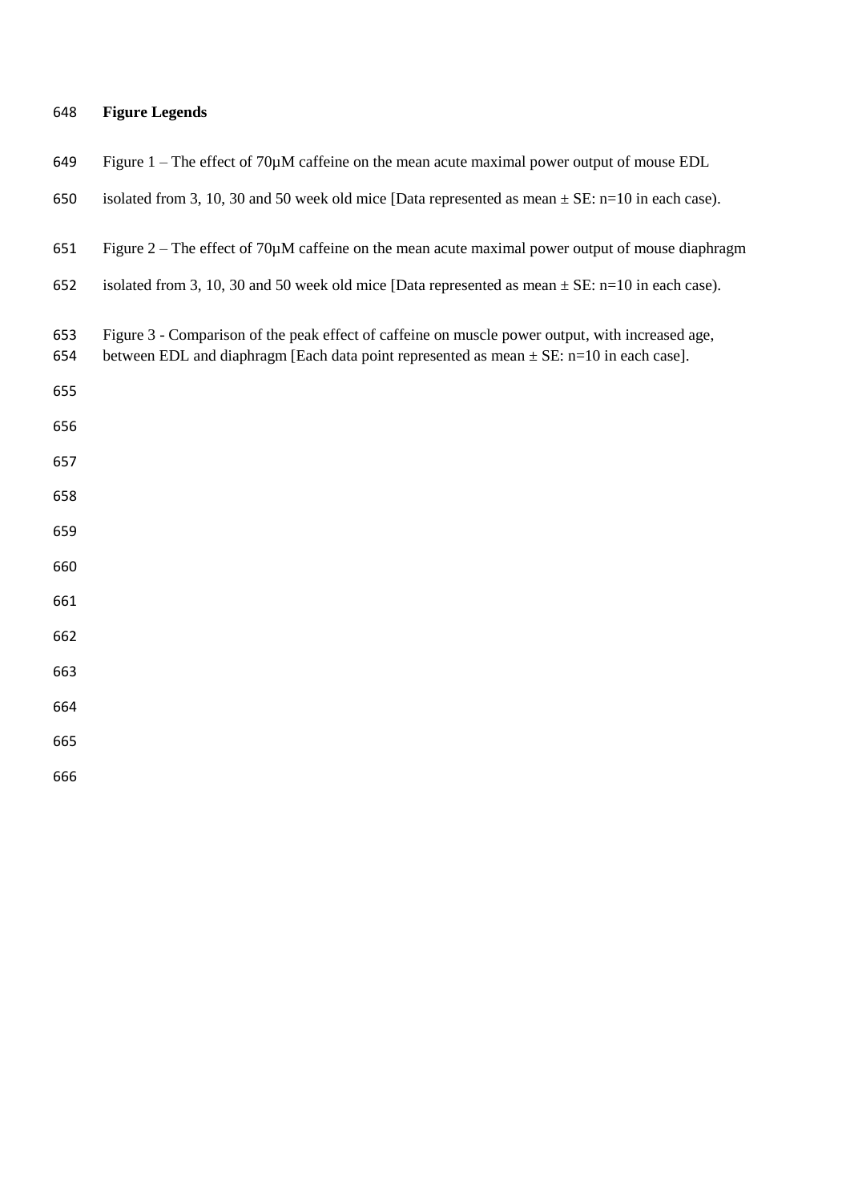## Figure Legends

Figure 1 – The effect of 70μM caffeine on the mean acute maximal power output of mouse EDL isolated from 3, 10, 30 and 50 week old mice [Data represented as mean ± SE: n=10 in each case).

Figure 2 – The effect of 70μM caffeine on the mean acute maximal power output of mouse diaphragm isolated from 3, 10, 30 and 50 week old mice [Data represented as mean ± SE: n=10 in each case).

Figure 3 - Comparison of the peak effect of caffeine on muscle power output, with increased age, between EDL and diaphragm [Each data point represented as mean ± SE: n=10 in each case].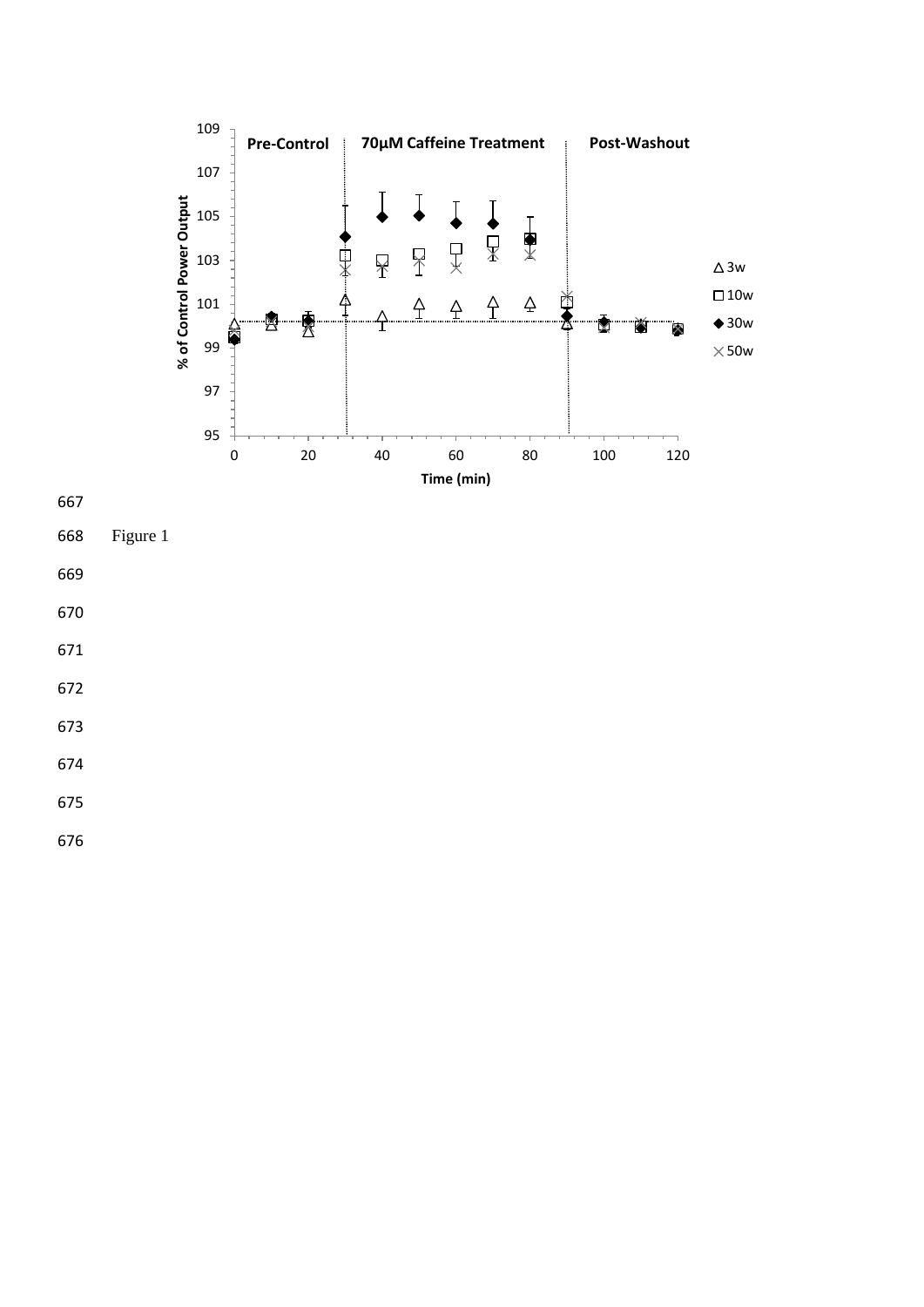Figure 1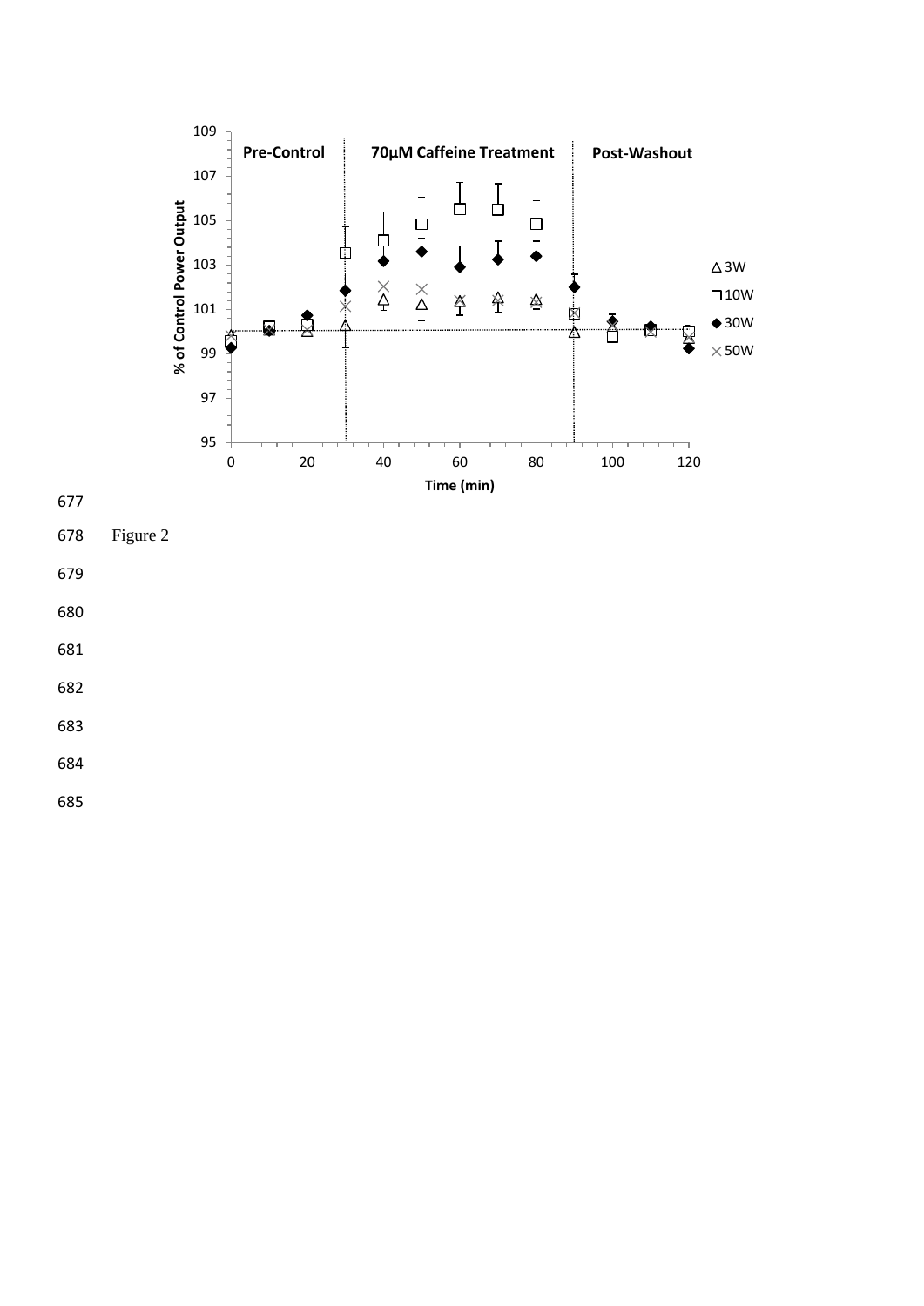Figure 2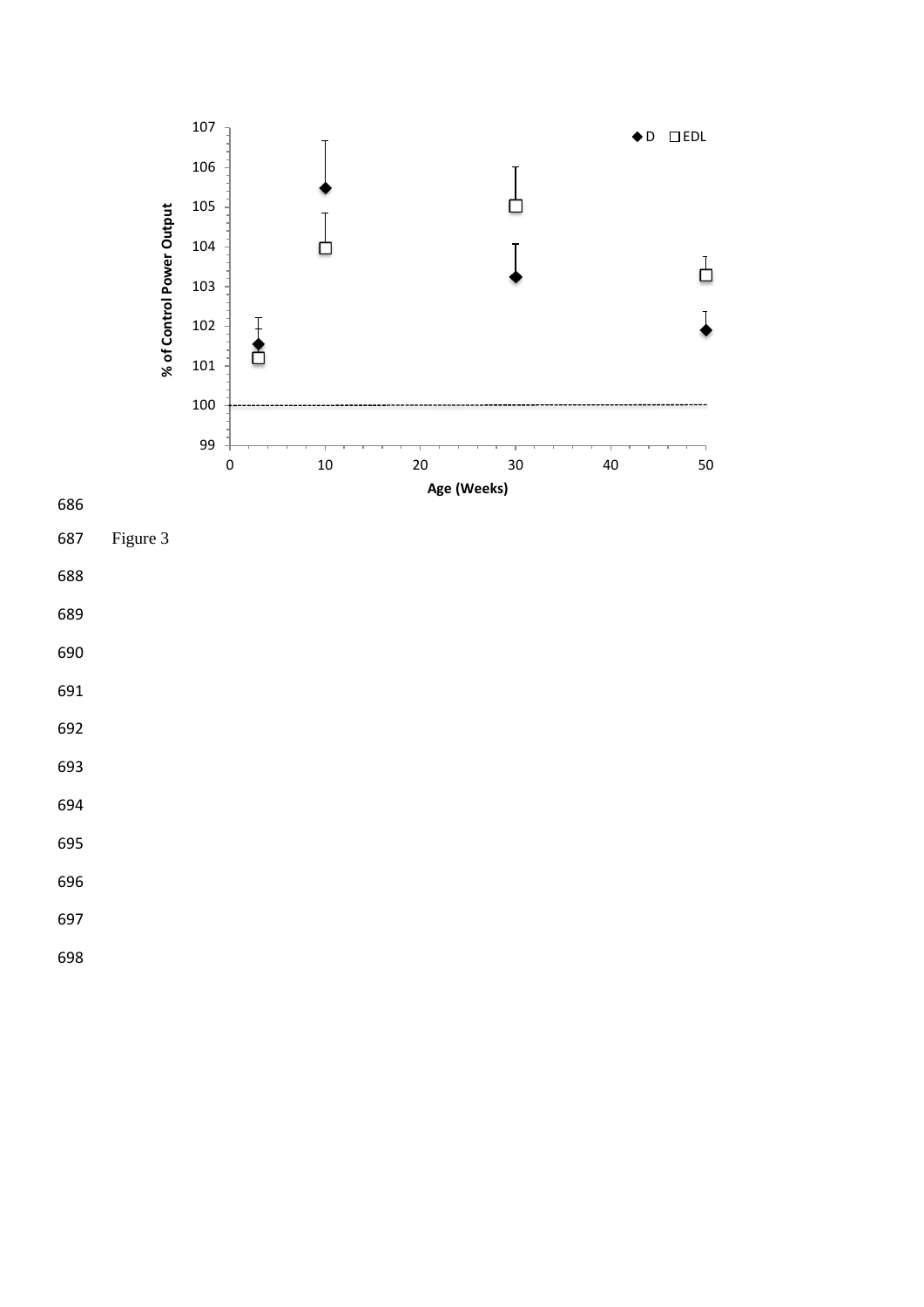Figure 3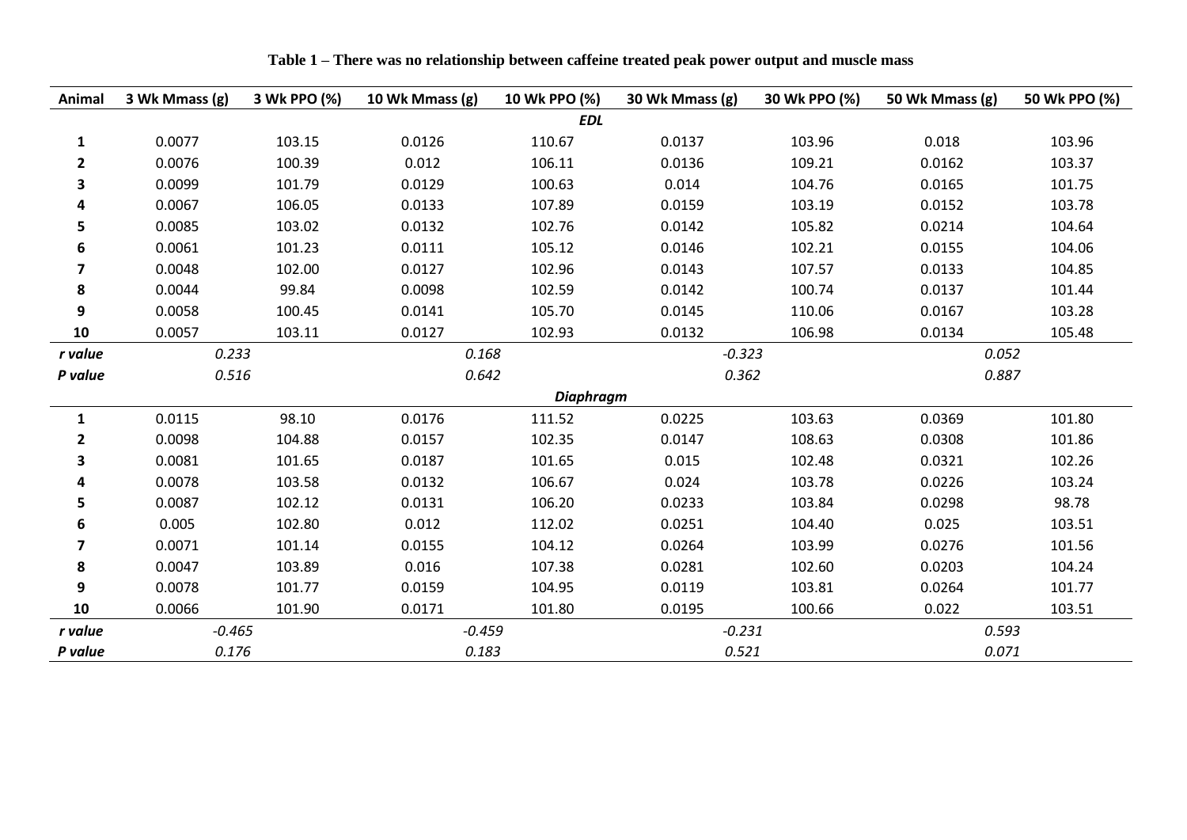**Table 1 – There was no relationship between caffeine treated peak power output and muscle mass**

| Animal | 3 Wk Mmass (g) | 3 Wk PPO (%) | 10 Wk Mmass (g) | 10 Wk PPO (%) | 30 Wk Mmass (g) | 30 Wk PPO (%) | 50 Wk Mmass (g) | 50 Wk PPO (%) |
|---|---|---|---|---|---|---|---|---|
| | | | | ***EDL*** | | | | |
| **1** | 0.0077 | 103.15 | 0.0126 | 110.67 | 0.0137 | 103.96 | 0.018 | 103.96 |
| **2** | 0.0076 | 100.39 | 0.012 | 106.11 | 0.0136 | 109.21 | 0.0162 | 103.37 |
| **3** | 0.0099 | 101.79 | 0.0129 | 100.63 | 0.014 | 104.76 | 0.0165 | 101.75 |
| **4** | 0.0067 | 106.05 | 0.0133 | 107.89 | 0.0159 | 103.19 | 0.0152 | 103.78 |
| **5** | 0.0085 | 103.02 | 0.0132 | 102.76 | 0.0142 | 105.82 | 0.0214 | 104.64 |
| **6** | 0.0061 | 101.23 | 0.0111 | 105.12 | 0.0146 | 102.21 | 0.0155 | 104.06 |
| **7** | 0.0048 | 102.00 | 0.0127 | 102.96 | 0.0143 | 107.57 | 0.0133 | 104.85 |
| **8** | 0.0044 | 99.84 | 0.0098 | 102.59 | 0.0142 | 100.74 | 0.0137 | 101.44 |
| **9** | 0.0058 | 100.45 | 0.0141 | 105.70 | 0.0145 | 110.06 | 0.0167 | 103.28 |
| **10** | 0.0057 | 103.11 | 0.0127 | 102.93 | 0.0132 | 106.98 | 0.0134 | 105.48 |
| ***r value*** | *0.233* | | *0.168* | | *-0.323* | | *0.052* | |
| ***P value*** | *0.516* | | *0.642* | | *0.362* | | *0.887* | |
| | | | | ***Diaphragm*** | | | | |
| **1** | 0.0115 | 98.10 | 0.0176 | 111.52 | 0.0225 | 103.63 | 0.0369 | 101.80 |
| **2** | 0.0098 | 104.88 | 0.0157 | 102.35 | 0.0147 | 108.63 | 0.0308 | 101.86 |
| **3** | 0.0081 | 101.65 | 0.0187 | 101.65 | 0.015 | 102.48 | 0.0321 | 102.26 |
| **4** | 0.0078 | 103.58 | 0.0132 | 106.67 | 0.024 | 103.78 | 0.0226 | 103.24 |
| **5** | 0.0087 | 102.12 | 0.0131 | 106.20 | 0.0233 | 103.84 | 0.0298 | 98.78 |
| **6** | 0.005 | 102.80 | 0.012 | 112.02 | 0.0251 | 104.40 | 0.025 | 103.51 |
| **7** | 0.0071 | 101.14 | 0.0155 | 104.12 | 0.0264 | 103.99 | 0.0276 | 101.56 |
| **8** | 0.0047 | 103.89 | 0.016 | 107.38 | 0.0281 | 102.60 | 0.0203 | 104.24 |
| **9** | 0.0078 | 101.77 | 0.0159 | 104.95 | 0.0119 | 103.81 | 0.0264 | 101.77 |
| **10** | 0.0066 | 101.90 | 0.0171 | 101.80 | 0.0195 | 100.66 | 0.022 | 103.51 |
| ***r value*** | *-0.465* | | *-0.459* | | *-0.231* | | *0.593* | |
| ***P value*** | *0.176* | | *0.183* | | *0.521* | | *0.071* | |